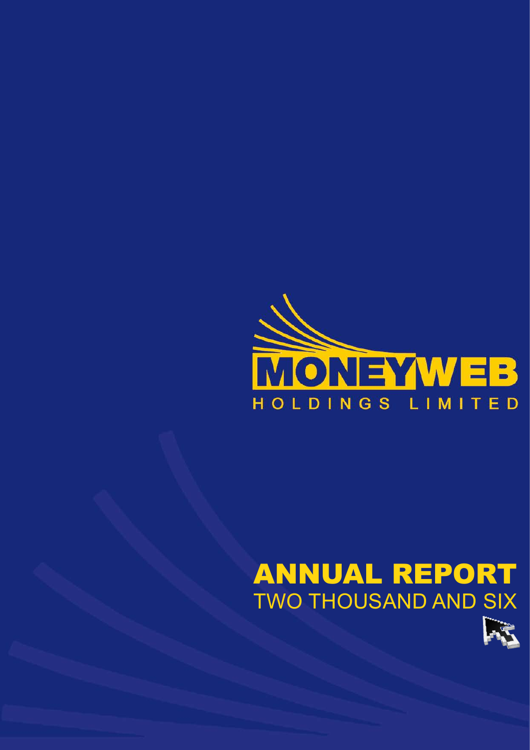# MONEYWEB

HOLDINGS LIMITED

# ANNUAL REPORT

TWO THOUSAND AND SIX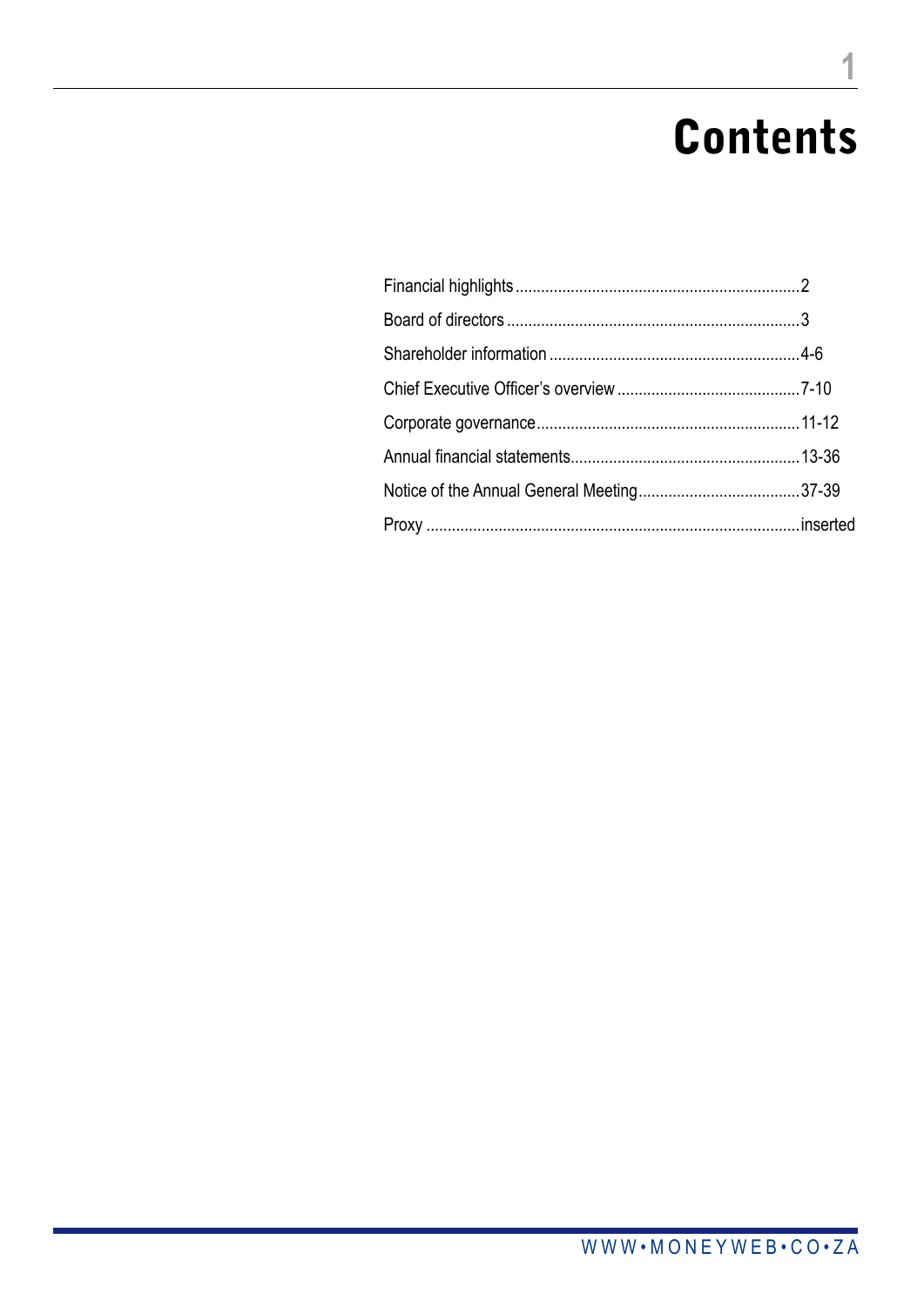# Contents

| | |
|---|---|
| Financial highlights | 2 |
| Board of directors | 3 |
| Shareholder information | 4-6 |
| Chief Executive Officer's overview | 7-10 |
| Corporate governance | 11-12 |
| Annual financial statements | 13-36 |
| Notice of the Annual General Meeting | 37-39 |
| Proxy | inserted |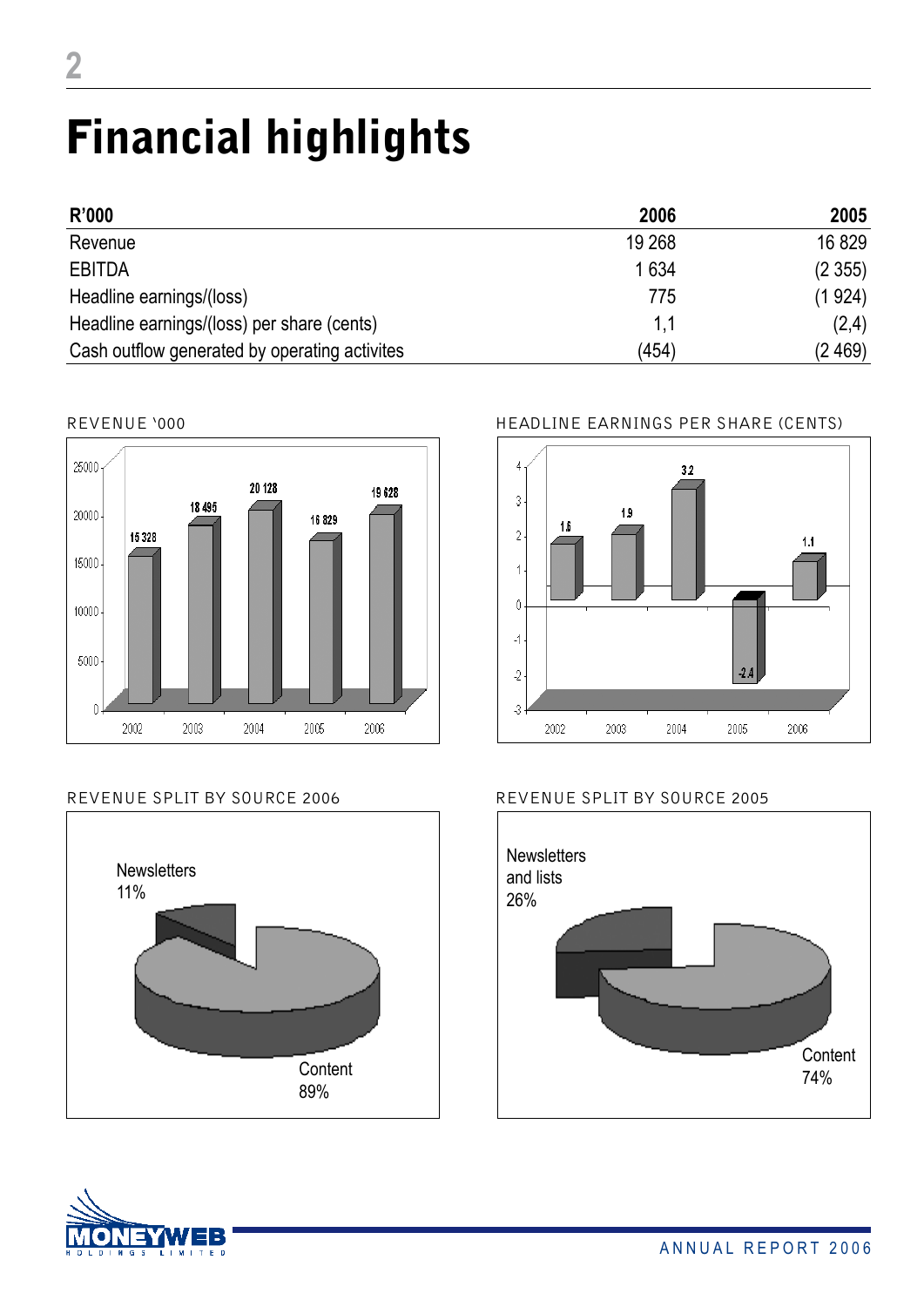# Financial highlights

| R'000 | 2006 | 2005 |
|---|---|---|
| Revenue | 19 268 | 16 829 |
| EBITDA | 1 634 | (2 355) |
| Headline earnings/(loss) | 775 | (1 924) |
| Headline earnings/(loss) per share (cents) | 1,1 | (2,4) |
| Cash outflow generated by operating activites | (454) | (2 469) |

REVENUE '000

| Year | Revenue |
|---|---|
| 2002 | 15 328 |
| 2003 | 18 495 |
| 2004 | 20 128 |
| 2005 | 16 829 |
| 2006 | 19 628 |

HEADLINE EARNINGS PER SHARE (CENTS)

| Year | Cents |
|---|---|
| 2002 | 1.6 |
| 2003 | 1.9 |
| 2004 | 3.2 |
| 2005 | -2.4 |
| 2006 | 1.1 |

REVENUE SPLIT BY SOURCE 2006

Newsletters 11%

Content 89%

REVENUE SPLIT BY SOURCE 2005

Newsletters and lists 26%

Content 74%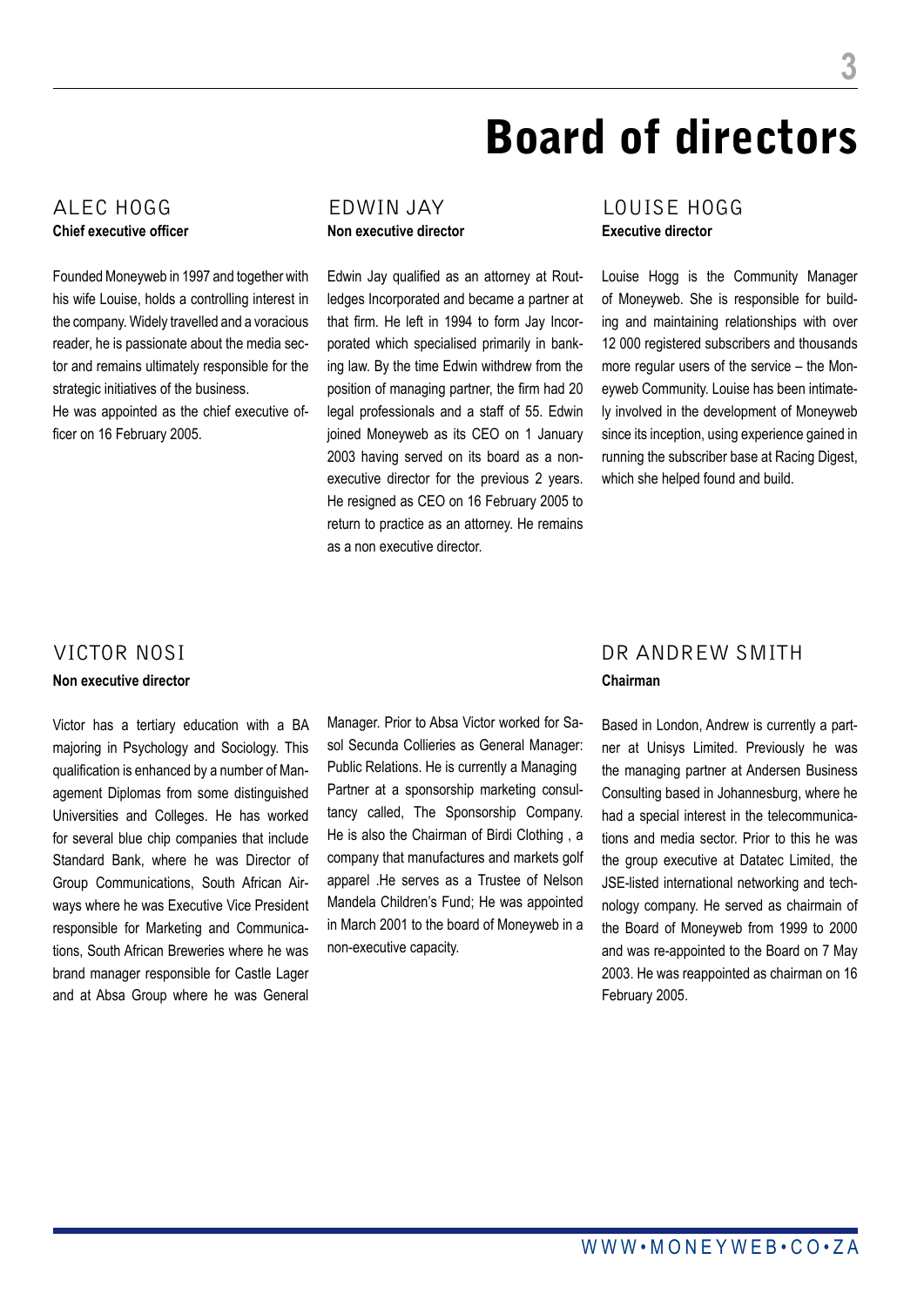# Board of directors

## ALEC HOGG

**Chief executive officer**

Founded Moneyweb in 1997 and together with his wife Louise, holds a controlling interest in the company. Widely travelled and a voracious reader, he is passionate about the media sector and remains ultimately responsible for the strategic initiatives of the business.

He was appointed as the chief executive officer on 16 February 2005.

## EDWIN JAY

**Non executive director**

Edwin Jay qualified as an attorney at Routledges Incorporated and became a partner at that firm. He left in 1994 to form Jay Incorporated which specialised primarily in banking law. By the time Edwin withdrew from the position of managing partner, the firm had 20 legal professionals and a staff of 55. Edwin joined Moneyweb as its CEO on 1 January 2003 having served on its board as a non-executive director for the previous 2 years. He resigned as CEO on 16 February 2005 to return to practice as an attorney. He remains as a non executive director.

## LOUISE HOGG

**Executive director**

Louise Hogg is the Community Manager of Moneyweb. She is responsible for building and maintaining relationships with over 12 000 registered subscribers and thousands more regular users of the service – the Moneyweb Community. Louise has been intimately involved in the development of Moneyweb since its inception, using experience gained in running the subscriber base at Racing Digest, which she helped found and build.

## VICTOR NOSI

**Non executive director**

Victor has a tertiary education with a BA majoring in Psychology and Sociology. This qualification is enhanced by a number of Management Diplomas from some distinguished Universities and Colleges. He has worked for several blue chip companies that include Standard Bank, where he was Director of Group Communications, South African Airways where he was Executive Vice President responsible for Marketing and Communications, South African Breweries where he was brand manager responsible for Castle Lager and at Absa Group where he was General Manager. Prior to Absa Victor worked for Sasol Secunda Collieries as General Manager: Public Relations. He is currently a Managing Partner at a sponsorship marketing consultancy called, The Sponsorship Company. He is also the Chairman of Birdi Clothing , a company that manufactures and markets golf apparel .He serves as a Trustee of Nelson Mandela Children's Fund; He was appointed in March 2001 to the board of Moneyweb in a non-executive capacity.

## DR ANDREW SMITH

**Chairman**

Based in London, Andrew is currently a partner at Unisys Limited. Previously he was the managing partner at Andersen Business Consulting based in Johannesburg, where he had a special interest in the telecommunications and media sector. Prior to this he was the group executive at Datatec Limited, the JSE-listed international networking and technology company. He served as chairmain of the Board of Moneyweb from 1999 to 2000 and was re-appointed to the Board on 7 May 2003. He was reappointed as chairman on 16 February 2005.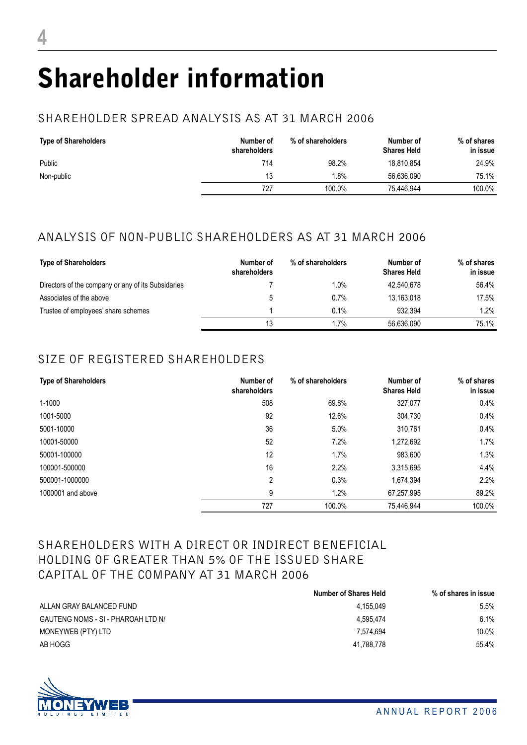# Shareholder information

## SHAREHOLDER SPREAD ANALYSIS AS AT 31 MARCH 2006

| Type of Shareholders | Number of shareholders | % of shareholders | Number of Shares Held | % of shares in issue |
|---|---|---|---|---|
| Public | 714 | 98.2% | 18,810,854 | 24.9% |
| Non-public | 13 | 1.8% | 56,636,090 | 75.1% |
| | 727 | 100.0% | 75,446,944 | 100.0% |

## ANALYSIS OF NON-PUBLIC SHAREHOLDERS AS AT 31 MARCH 2006

| Type of Shareholders | Number of shareholders | % of shareholders | Number of Shares Held | % of shares in issue |
|---|---|---|---|---|
| Directors of the company or any of its Subsidaries | 7 | 1.0% | 42,540,678 | 56.4% |
| Associates of the above | 5 | 0.7% | 13,163,018 | 17.5% |
| Trustee of employees' share schemes | 1 | 0.1% | 932,394 | 1.2% |
| | 13 | 1.7% | 56,636,090 | 75.1% |

## SIZE OF REGISTERED SHAREHOLDERS

| Type of Shareholders | Number of shareholders | % of shareholders | Number of Shares Held | % of shares in issue |
|---|---|---|---|---|
| 1-1000 | 508 | 69.8% | 327,077 | 0.4% |
| 1001-5000 | 92 | 12.6% | 304,730 | 0.4% |
| 5001-10000 | 36 | 5.0% | 310,761 | 0.4% |
| 10001-50000 | 52 | 7.2% | 1,272,692 | 1.7% |
| 50001-100000 | 12 | 1.7% | 983,600 | 1.3% |
| 100001-500000 | 16 | 2.2% | 3,315,695 | 4.4% |
| 500001-1000000 | 2 | 0.3% | 1,674,394 | 2.2% |
| 1000001 and above | 9 | 1.2% | 67,257,995 | 89.2% |
| | 727 | 100.0% | 75,446,944 | 100.0% |

## SHAREHOLDERS WITH A DIRECT OR INDIRECT BENEFICIAL HOLDING OF GREATER THAN 5% OF THE ISSUED SHARE CAPITAL OF THE COMPANY AT 31 MARCH 2006

| | Number of Shares Held | % of shares in issue |
|---|---|---|
| ALLAN GRAY BALANCED FUND | 4,155,049 | 5.5% |
| GAUTENG NOMS - SI - PHAROAH LTD N/ | 4,595,474 | 6.1% |
| MONEYWEB (PTY) LTD | 7,574,694 | 10.0% |
| AB HOGG | 41,788,778 | 55.4% |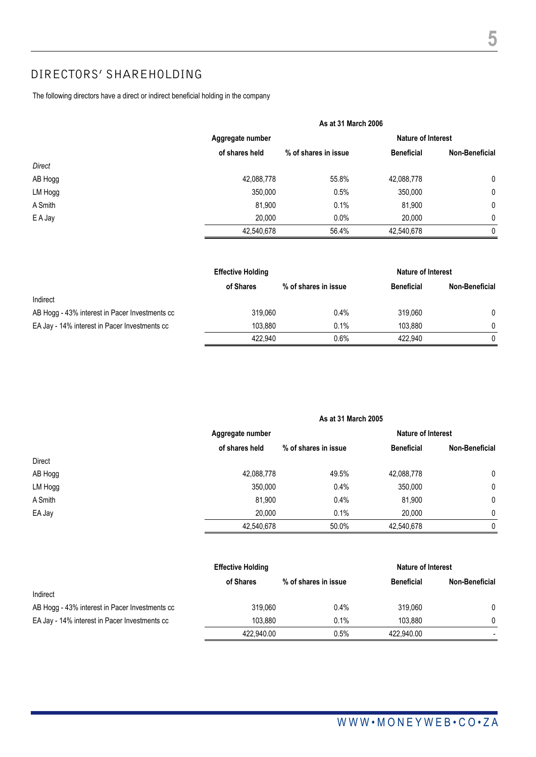# DIRECTORS' SHAREHOLDING

The following directors have a direct or indirect beneficial holding in the company

| | As at 31 March 2006 | | | |
|---|---|---|---|---|
| | Aggregate number | | Nature of Interest | |
| | of shares held | % of shares in issue | Beneficial | Non-Beneficial |
| *Direct* | | | | |
| AB Hogg | 42,088,778 | 55.8% | 42,088,778 | 0 |
| LM Hogg | 350,000 | 0.5% | 350,000 | 0 |
| A Smith | 81,900 | 0.1% | 81,900 | 0 |
| E A Jay | 20,000 | 0.0% | 20,000 | 0 |
| | 42,540,678 | 56.4% | 42,540,678 | 0 |

| | Effective Holding | | Nature of Interest | |
|---|---|---|---|---|
| | of Shares | % of shares in issue | Beneficial | Non-Beneficial |
| Indirect | | | | |
| AB Hogg - 43% interest in Pacer Investments cc | 319,060 | 0.4% | 319,060 | 0 |
| EA Jay - 14% interest in Pacer Investments cc | 103,880 | 0.1% | 103,880 | 0 |
| | 422,940 | 0.6% | 422,940 | 0 |

| | As at 31 March 2005 | | | |
|---|---|---|---|---|
| | Aggregate number | | Nature of Interest | |
| | of shares held | % of shares in issue | Beneficial | Non-Beneficial |
| Direct | | | | |
| AB Hogg | 42,088,778 | 49.5% | 42,088,778 | 0 |
| LM Hogg | 350,000 | 0.4% | 350,000 | 0 |
| A Smith | 81,900 | 0.4% | 81,900 | 0 |
| EA Jay | 20,000 | 0.1% | 20,000 | 0 |
| | 42,540,678 | 50.0% | 42,540,678 | 0 |

| | Effective Holding | | Nature of Interest | |
|---|---|---|---|---|
| | of Shares | % of shares in issue | Beneficial | Non-Beneficial |
| Indirect | | | | |
| AB Hogg - 43% interest in Pacer Investments cc | 319,060 | 0.4% | 319,060 | 0 |
| EA Jay - 14% interest in Pacer Investments cc | 103,880 | 0.1% | 103,880 | 0 |
| | 422,940.00 | 0.5% | 422,940.00 | - |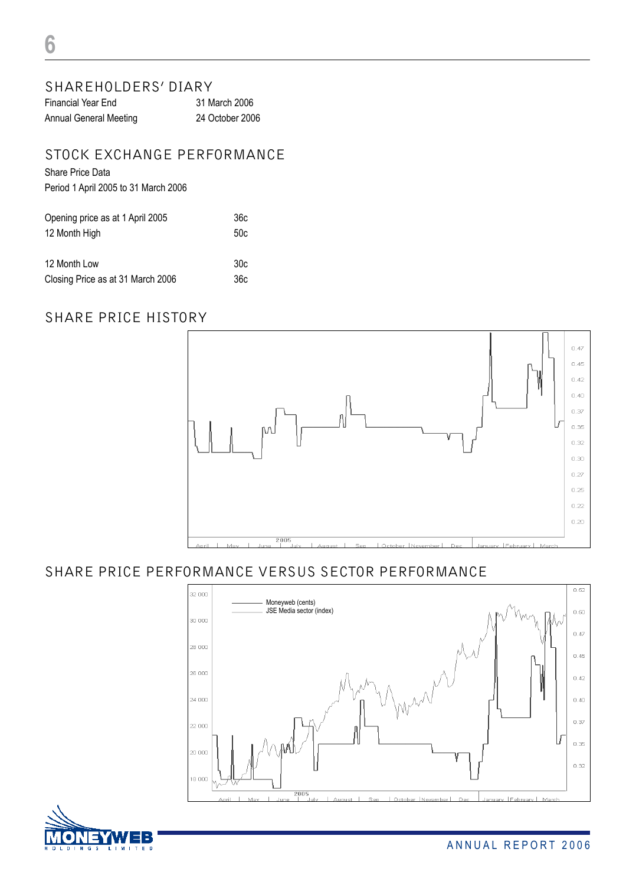## SHAREHOLDERS' DIARY

| | |
|---|---|
| Financial Year End | 31 March 2006 |
| Annual General Meeting | 24 October 2006 |

## STOCK EXCHANGE PERFORMANCE

Share Price Data

Period 1 April 2005 to 31 March 2006

| | |
|---|---|
| Opening price as at 1 April 2005 | 36c |
| 12 Month High | 50c |
| 12 Month Low | 30c |
| Closing Price as at 31 March 2006 | 36c |

## SHARE PRICE HISTORY

## SHARE PRICE PERFORMANCE VERSUS SECTOR PERFORMANCE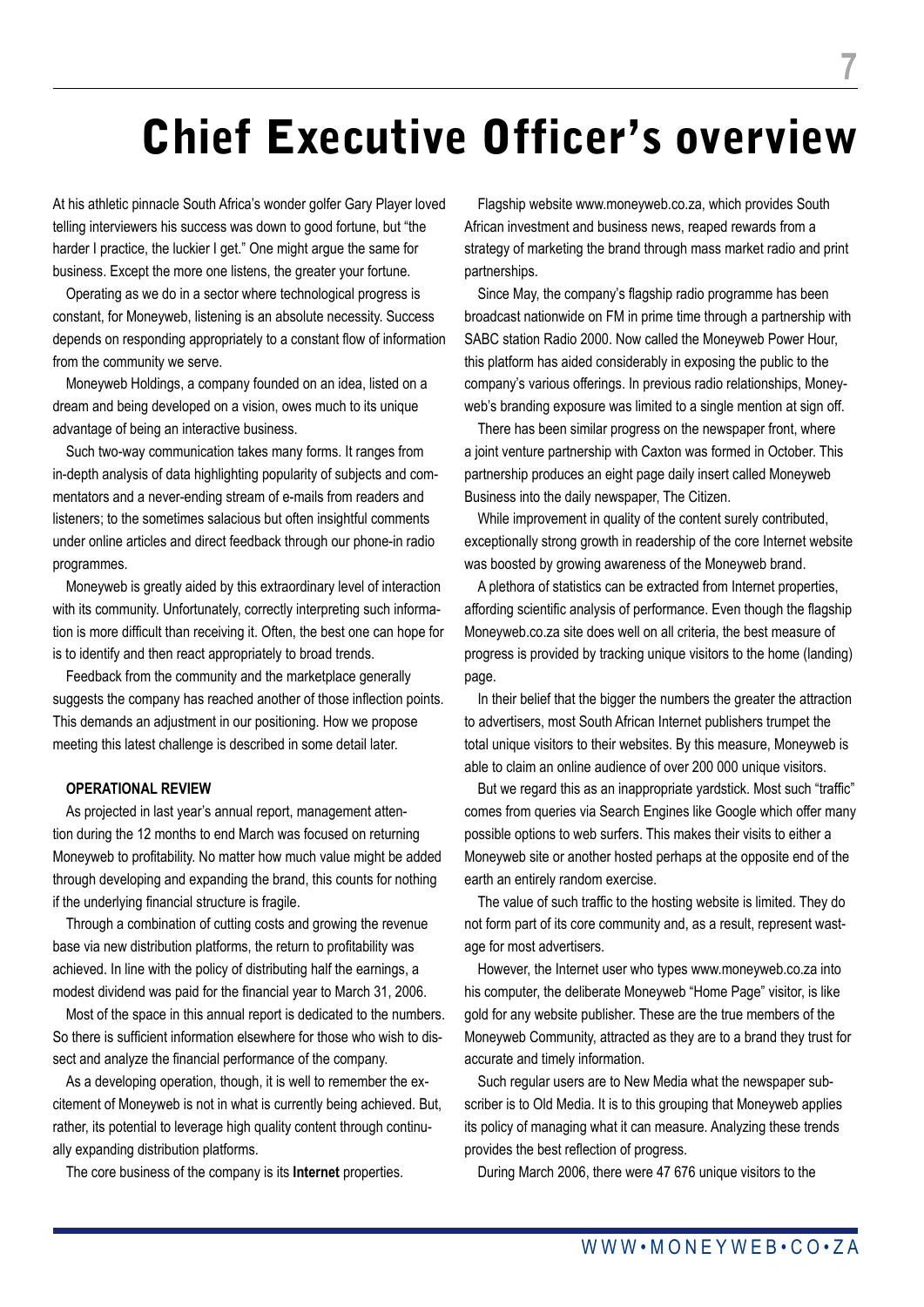# Chief Executive Officer's overview

At his athletic pinnacle South Africa's wonder golfer Gary Player loved telling interviewers his success was down to good fortune, but "the harder I practice, the luckier I get." One might argue the same for business. Except the more one listens, the greater your fortune.

Operating as we do in a sector where technological progress is constant, for Moneyweb, listening is an absolute necessity. Success depends on responding appropriately to a constant flow of information from the community we serve.

Moneyweb Holdings, a company founded on an idea, listed on a dream and being developed on a vision, owes much to its unique advantage of being an interactive business.

Such two-way communication takes many forms. It ranges from in-depth analysis of data highlighting popularity of subjects and commentators and a never-ending stream of e-mails from readers and listeners; to the sometimes salacious but often insightful comments under online articles and direct feedback through our phone-in radio programmes.

Moneyweb is greatly aided by this extraordinary level of interaction with its community. Unfortunately, correctly interpreting such information is more difficult than receiving it. Often, the best one can hope for is to identify and then react appropriately to broad trends.

Feedback from the community and the marketplace generally suggests the company has reached another of those inflection points. This demands an adjustment in our positioning. How we propose meeting this latest challenge is described in some detail later.

**OPERATIONAL REVIEW**

As projected in last year's annual report, management attention during the 12 months to end March was focused on returning Moneyweb to profitability. No matter how much value might be added through developing and expanding the brand, this counts for nothing if the underlying financial structure is fragile.

Through a combination of cutting costs and growing the revenue base via new distribution platforms, the return to profitability was achieved. In line with the policy of distributing half the earnings, a modest dividend was paid for the financial year to March 31, 2006.

Most of the space in this annual report is dedicated to the numbers. So there is sufficient information elsewhere for those who wish to dissect and analyze the financial performance of the company.

As a developing operation, though, it is well to remember the excitement of Moneyweb is not in what is currently being achieved. But, rather, its potential to leverage high quality content through continually expanding distribution platforms.

The core business of the company is its **Internet** properties.

Flagship website www.moneyweb.co.za, which provides South African investment and business news, reaped rewards from a strategy of marketing the brand through mass market radio and print partnerships.

Since May, the company's flagship radio programme has been broadcast nationwide on FM in prime time through a partnership with SABC station Radio 2000. Now called the Moneyweb Power Hour, this platform has aided considerably in exposing the public to the company's various offerings. In previous radio relationships, Moneyweb's branding exposure was limited to a single mention at sign off.

There has been similar progress on the newspaper front, where a joint venture partnership with Caxton was formed in October. This partnership produces an eight page daily insert called Moneyweb Business into the daily newspaper, The Citizen.

While improvement in quality of the content surely contributed, exceptionally strong growth in readership of the core Internet website was boosted by growing awareness of the Moneyweb brand.

A plethora of statistics can be extracted from Internet properties, affording scientific analysis of performance. Even though the flagship Moneyweb.co.za site does well on all criteria, the best measure of progress is provided by tracking unique visitors to the home (landing) page.

In their belief that the bigger the numbers the greater the attraction to advertisers, most South African Internet publishers trumpet the total unique visitors to their websites. By this measure, Moneyweb is able to claim an online audience of over 200 000 unique visitors.

But we regard this as an inappropriate yardstick. Most such "traffic" comes from queries via Search Engines like Google which offer many possible options to web surfers. This makes their visits to either a Moneyweb site or another hosted perhaps at the opposite end of the earth an entirely random exercise.

The value of such traffic to the hosting website is limited. They do not form part of its core community and, as a result, represent wastage for most advertisers.

However, the Internet user who types www.moneyweb.co.za into his computer, the deliberate Moneyweb "Home Page" visitor, is like gold for any website publisher. These are the true members of the Moneyweb Community, attracted as they are to a brand they trust for accurate and timely information.

Such regular users are to New Media what the newspaper subscriber is to Old Media. It is to this grouping that Moneyweb applies its policy of managing what it can measure. Analyzing these trends provides the best reflection of progress.

During March 2006, there were 47 676 unique visitors to the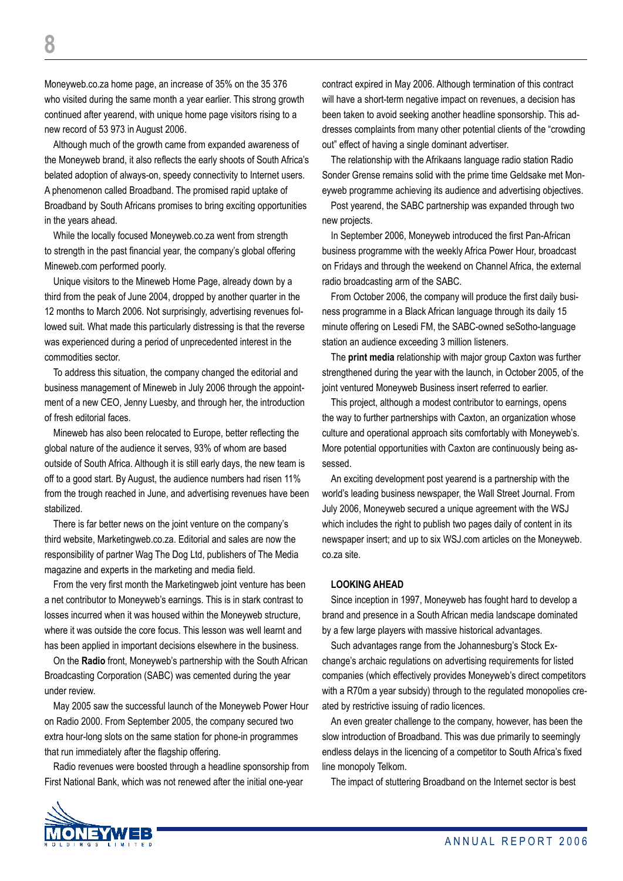Moneyweb.co.za home page, an increase of 35% on the 35 376 who visited during the same month a year earlier. This strong growth continued after yearend, with unique home page visitors rising to a new record of 53 973 in August 2006.

Although much of the growth came from expanded awareness of the Moneyweb brand, it also reflects the early shoots of South Africa's belated adoption of always-on, speedy connectivity to Internet users. A phenomenon called Broadband. The promised rapid uptake of Broadband by South Africans promises to bring exciting opportunities in the years ahead.

While the locally focused Moneyweb.co.za went from strength to strength in the past financial year, the company's global offering Mineweb.com performed poorly.

Unique visitors to the Mineweb Home Page, already down by a third from the peak of June 2004, dropped by another quarter in the 12 months to March 2006. Not surprisingly, advertising revenues followed suit. What made this particularly distressing is that the reverse was experienced during a period of unprecedented interest in the commodities sector.

To address this situation, the company changed the editorial and business management of Mineweb in July 2006 through the appointment of a new CEO, Jenny Luesby, and through her, the introduction of fresh editorial faces.

Mineweb has also been relocated to Europe, better reflecting the global nature of the audience it serves, 93% of whom are based outside of South Africa. Although it is still early days, the new team is off to a good start. By August, the audience numbers had risen 11% from the trough reached in June, and advertising revenues have been stabilized.

There is far better news on the joint venture on the company's third website, Marketingweb.co.za. Editorial and sales are now the responsibility of partner Wag The Dog Ltd, publishers of The Media magazine and experts in the marketing and media field.

From the very first month the Marketingweb joint venture has been a net contributor to Moneyweb's earnings. This is in stark contrast to losses incurred when it was housed within the Moneyweb structure, where it was outside the core focus. This lesson was well learnt and has been applied in important decisions elsewhere in the business.

On the **Radio** front, Moneyweb's partnership with the South African Broadcasting Corporation (SABC) was cemented during the year under review.

May 2005 saw the successful launch of the Moneyweb Power Hour on Radio 2000. From September 2005, the company secured two extra hour-long slots on the same station for phone-in programmes that run immediately after the flagship offering.

Radio revenues were boosted through a headline sponsorship from First National Bank, which was not renewed after the initial one-year contract expired in May 2006. Although termination of this contract will have a short-term negative impact on revenues, a decision has been taken to avoid seeking another headline sponsorship. This addresses complaints from many other potential clients of the "crowding out" effect of having a single dominant advertiser.

The relationship with the Afrikaans language radio station Radio Sonder Grense remains solid with the prime time Geldsake met Moneyweb programme achieving its audience and advertising objectives.

Post yearend, the SABC partnership was expanded through two new projects.

In September 2006, Moneyweb introduced the first Pan-African business programme with the weekly Africa Power Hour, broadcast on Fridays and through the weekend on Channel Africa, the external radio broadcasting arm of the SABC.

From October 2006, the company will produce the first daily business programme in a Black African language through its daily 15 minute offering on Lesedi FM, the SABC-owned seSotho-language station an audience exceeding 3 million listeners.

The **print media** relationship with major group Caxton was further strengthened during the year with the launch, in October 2005, of the joint ventured Moneyweb Business insert referred to earlier.

This project, although a modest contributor to earnings, opens the way to further partnerships with Caxton, an organization whose culture and operational approach sits comfortably with Moneyweb's. More potential opportunities with Caxton are continuously being assessed.

An exciting development post yearend is a partnership with the world's leading business newspaper, the Wall Street Journal. From July 2006, Moneyweb secured a unique agreement with the WSJ which includes the right to publish two pages daily of content in its newspaper insert; and up to six WSJ.com articles on the Moneyweb.co.za site.

**LOOKING AHEAD**

Since inception in 1997, Moneyweb has fought hard to develop a brand and presence in a South African media landscape dominated by a few large players with massive historical advantages.

Such advantages range from the Johannesburg's Stock Exchange's archaic regulations on advertising requirements for listed companies (which effectively provides Moneyweb's direct competitors with a R70m a year subsidy) through to the regulated monopolies created by restrictive issuing of radio licences.

An even greater challenge to the company, however, has been the slow introduction of Broadband. This was due primarily to seemingly endless delays in the licencing of a competitor to South Africa's fixed line monopoly Telkom.

The impact of stuttering Broadband on the Internet sector is best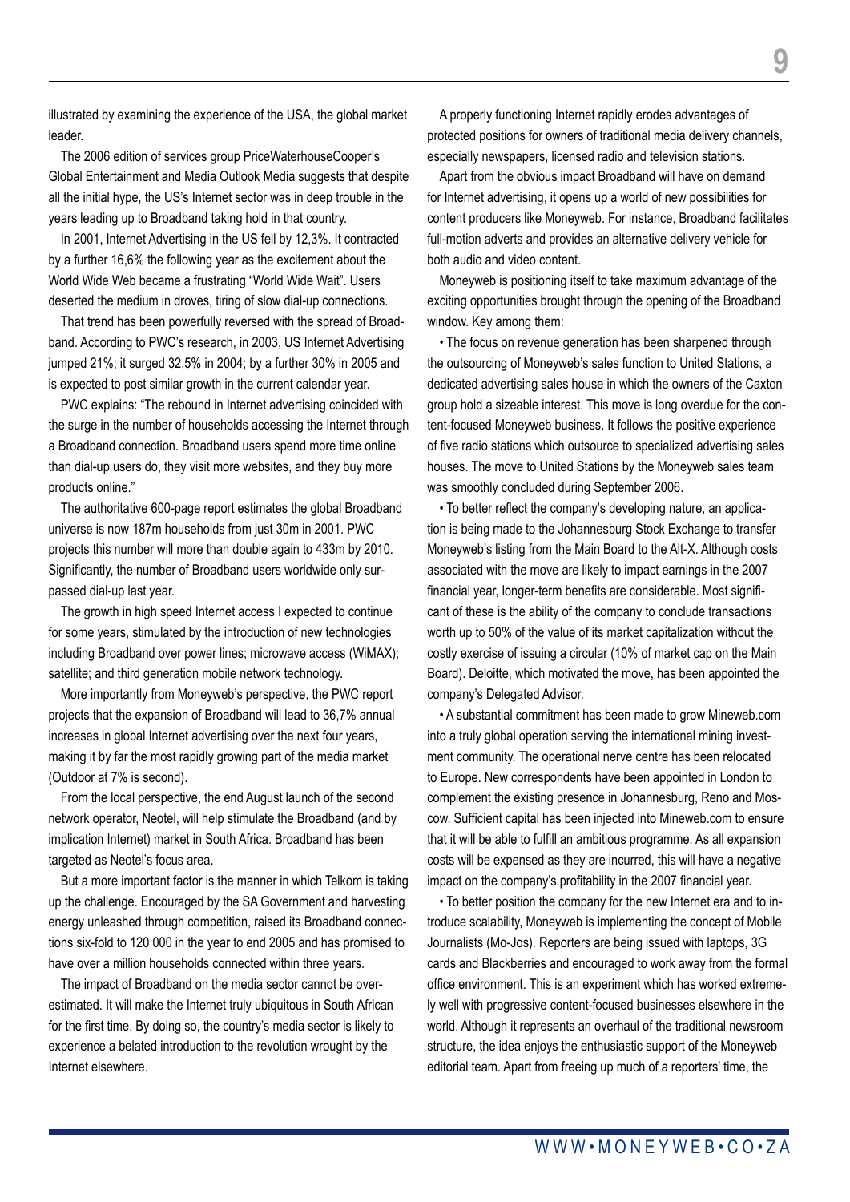illustrated by examining the experience of the USA, the global market leader.

The 2006 edition of services group PriceWaterhouseCooper's Global Entertainment and Media Outlook Media suggests that despite all the initial hype, the US's Internet sector was in deep trouble in the years leading up to Broadband taking hold in that country.

In 2001, Internet Advertising in the US fell by 12,3%. It contracted by a further 16,6% the following year as the excitement about the World Wide Web became a frustrating "World Wide Wait". Users deserted the medium in droves, tiring of slow dial-up connections.

That trend has been powerfully reversed with the spread of Broadband. According to PWC's research, in 2003, US Internet Advertising jumped 21%; it surged 32,5% in 2004; by a further 30% in 2005 and is expected to post similar growth in the current calendar year.

PWC explains: "The rebound in Internet advertising coincided with the surge in the number of households accessing the Internet through a Broadband connection. Broadband users spend more time online than dial-up users do, they visit more websites, and they buy more products online."

The authoritative 600-page report estimates the global Broadband universe is now 187m households from just 30m in 2001. PWC projects this number will more than double again to 433m by 2010. Significantly, the number of Broadband users worldwide only surpassed dial-up last year.

The growth in high speed Internet access I expected to continue for some years, stimulated by the introduction of new technologies including Broadband over power lines; microwave access (WiMAX); satellite; and third generation mobile network technology.

More importantly from Moneyweb's perspective, the PWC report projects that the expansion of Broadband will lead to 36,7% annual increases in global Internet advertising over the next four years, making it by far the most rapidly growing part of the media market (Outdoor at 7% is second).

From the local perspective, the end August launch of the second network operator, Neotel, will help stimulate the Broadband (and by implication Internet) market in South Africa. Broadband has been targeted as Neotel's focus area.

But a more important factor is the manner in which Telkom is taking up the challenge. Encouraged by the SA Government and harvesting energy unleashed through competition, raised its Broadband connections six-fold to 120 000 in the year to end 2005 and has promised to have over a million households connected within three years.

The impact of Broadband on the media sector cannot be overestimated. It will make the Internet truly ubiquitous in South African for the first time. By doing so, the country's media sector is likely to experience a belated introduction to the revolution wrought by the Internet elsewhere.

A properly functioning Internet rapidly erodes advantages of protected positions for owners of traditional media delivery channels, especially newspapers, licensed radio and television stations.

Apart from the obvious impact Broadband will have on demand for Internet advertising, it opens up a world of new possibilities for content producers like Moneyweb. For instance, Broadband facilitates full-motion adverts and provides an alternative delivery vehicle for both audio and video content.

Moneyweb is positioning itself to take maximum advantage of the exciting opportunities brought through the opening of the Broadband window. Key among them:

- The focus on revenue generation has been sharpened through the outsourcing of Moneyweb's sales function to United Stations, a dedicated advertising sales house in which the owners of the Caxton group hold a sizeable interest. This move is long overdue for the content-focused Moneyweb business. It follows the positive experience of five radio stations which outsource to specialized advertising sales houses. The move to United Stations by the Moneyweb sales team was smoothly concluded during September 2006.
- To better reflect the company's developing nature, an application is being made to the Johannesburg Stock Exchange to transfer Moneyweb's listing from the Main Board to the Alt-X. Although costs associated with the move are likely to impact earnings in the 2007 financial year, longer-term benefits are considerable. Most significant of these is the ability of the company to conclude transactions worth up to 50% of the value of its market capitalization without the costly exercise of issuing a circular (10% of market cap on the Main Board). Deloitte, which motivated the move, has been appointed the company's Delegated Advisor.
- A substantial commitment has been made to grow Mineweb.com into a truly global operation serving the international mining investment community. The operational nerve centre has been relocated to Europe. New correspondents have been appointed in London to complement the existing presence in Johannesburg, Reno and Moscow. Sufficient capital has been injected into Mineweb.com to ensure that it will be able to fulfill an ambitious programme. As all expansion costs will be expensed as they are incurred, this will have a negative impact on the company's profitability in the 2007 financial year.
- To better position the company for the new Internet era and to introduce scalability, Moneyweb is implementing the concept of Mobile Journalists (Mo-Jos). Reporters are being issued with laptops, 3G cards and Blackberries and encouraged to work away from the formal office environment. This is an experiment which has worked extremely well with progressive content-focused businesses elsewhere in the world. Although it represents an overhaul of the traditional newsroom structure, the idea enjoys the enthusiastic support of the Moneyweb editorial team. Apart from freeing up much of a reporters' time, the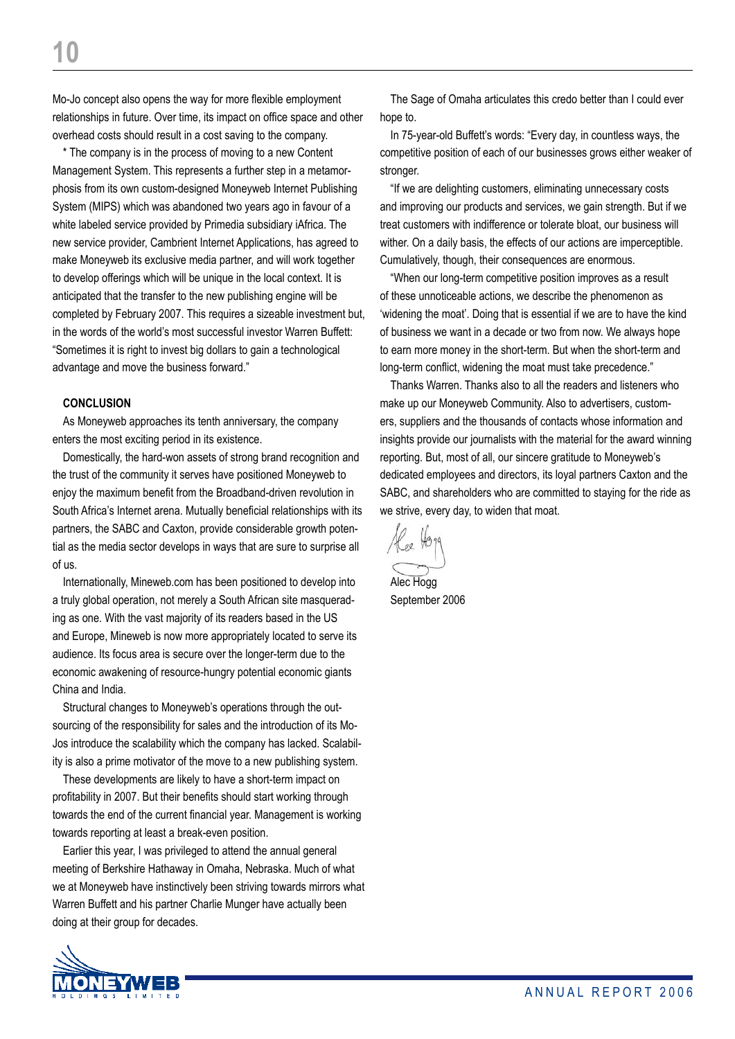Mo-Jo concept also opens the way for more flexible employment relationships in future. Over time, its impact on office space and other overhead costs should result in a cost saving to the company.

* The company is in the process of moving to a new Content Management System. This represents a further step in a metamorphosis from its own custom-designed Moneyweb Internet Publishing System (MIPS) which was abandoned two years ago in favour of a white labeled service provided by Primedia subsidiary iAfrica. The new service provider, Cambrient Internet Applications, has agreed to make Moneyweb its exclusive media partner, and will work together to develop offerings which will be unique in the local context. It is anticipated that the transfer to the new publishing engine will be completed by February 2007. This requires a sizeable investment but, in the words of the world's most successful investor Warren Buffett: "Sometimes it is right to invest big dollars to gain a technological advantage and move the business forward."

**CONCLUSION**

As Moneyweb approaches its tenth anniversary, the company enters the most exciting period in its existence.

Domestically, the hard-won assets of strong brand recognition and the trust of the community it serves have positioned Moneyweb to enjoy the maximum benefit from the Broadband-driven revolution in South Africa's Internet arena. Mutually beneficial relationships with its partners, the SABC and Caxton, provide considerable growth potential as the media sector develops in ways that are sure to surprise all of us.

Internationally, Mineweb.com has been positioned to develop into a truly global operation, not merely a South African site masquerading as one. With the vast majority of its readers based in the US and Europe, Mineweb is now more appropriately located to serve its audience. Its focus area is secure over the longer-term due to the economic awakening of resource-hungry potential economic giants China and India.

Structural changes to Moneyweb's operations through the outsourcing of the responsibility for sales and the introduction of its Mo-Jos introduce the scalability which the company has lacked. Scalability is also a prime motivator of the move to a new publishing system.

These developments are likely to have a short-term impact on profitability in 2007. But their benefits should start working through towards the end of the current financial year. Management is working towards reporting at least a break-even position.

Earlier this year, I was privileged to attend the annual general meeting of Berkshire Hathaway in Omaha, Nebraska. Much of what we at Moneyweb have instinctively been striving towards mirrors what Warren Buffett and his partner Charlie Munger have actually been doing at their group for decades.

The Sage of Omaha articulates this credo better than I could ever hope to.

In 75-year-old Buffett's words: "Every day, in countless ways, the competitive position of each of our businesses grows either weaker of stronger.

"If we are delighting customers, eliminating unnecessary costs and improving our products and services, we gain strength. But if we treat customers with indifference or tolerate bloat, our business will wither. On a daily basis, the effects of our actions are imperceptible. Cumulatively, though, their consequences are enormous.

"When our long-term competitive position improves as a result of these unnoticeable actions, we describe the phenomenon as 'widening the moat'. Doing that is essential if we are to have the kind of business we want in a decade or two from now. We always hope to earn more money in the short-term. But when the short-term and long-term conflict, widening the moat must take precedence."

Thanks Warren. Thanks also to all the readers and listeners who make up our Moneyweb Community. Also to advertisers, customers, suppliers and the thousands of contacts whose information and insights provide our journalists with the material for the award winning reporting. But, most of all, our sincere gratitude to Moneyweb's dedicated employees and directors, its loyal partners Caxton and the SABC, and shareholders who are committed to staying for the ride as we strive, every day, to widen that moat.

Alec Hogg
September 2006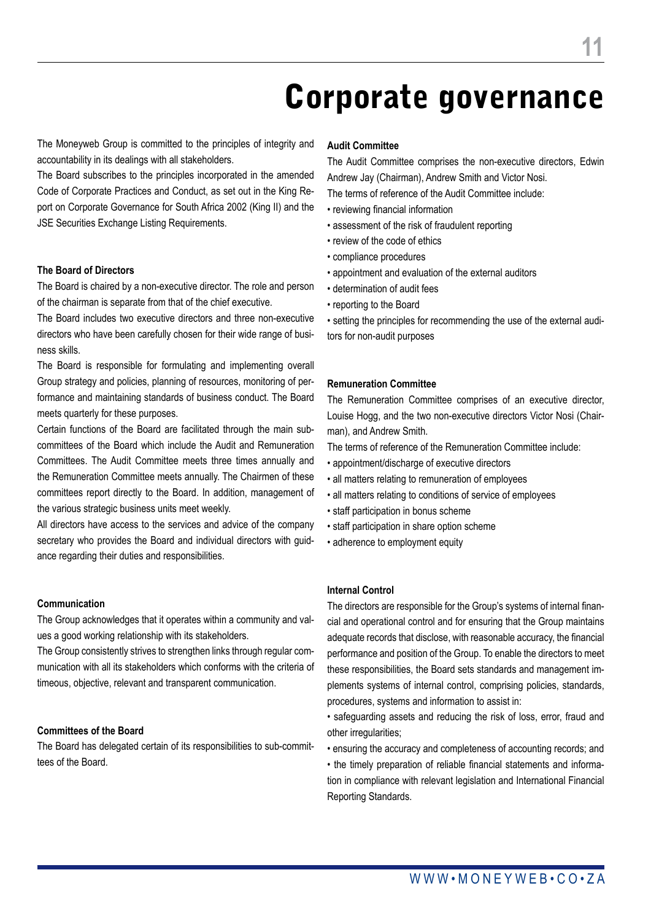# Corporate governance

The Moneyweb Group is committed to the principles of integrity and accountability in its dealings with all stakeholders.

The Board subscribes to the principles incorporated in the amended Code of Corporate Practices and Conduct, as set out in the King Report on Corporate Governance for South Africa 2002 (King II) and the JSE Securities Exchange Listing Requirements.

**The Board of Directors**

The Board is chaired by a non-executive director. The role and person of the chairman is separate from that of the chief executive.

The Board includes two executive directors and three non-executive directors who have been carefully chosen for their wide range of business skills.

The Board is responsible for formulating and implementing overall Group strategy and policies, planning of resources, monitoring of performance and maintaining standards of business conduct. The Board meets quarterly for these purposes.

Certain functions of the Board are facilitated through the main subcommittees of the Board which include the Audit and Remuneration Committees. The Audit Committee meets three times annually and the Remuneration Committee meets annually. The Chairmen of these committees report directly to the Board. In addition, management of the various strategic business units meet weekly.

All directors have access to the services and advice of the company secretary who provides the Board and individual directors with guidance regarding their duties and responsibilities.

**Communication**

The Group acknowledges that it operates within a community and values a good working relationship with its stakeholders.

The Group consistently strives to strengthen links through regular communication with all its stakeholders which conforms with the criteria of timeous, objective, relevant and transparent communication.

**Committees of the Board**

The Board has delegated certain of its responsibilities to sub-committees of the Board.

**Audit Committee**

The Audit Committee comprises the non-executive directors, Edwin Andrew Jay (Chairman), Andrew Smith and Victor Nosi.

The terms of reference of the Audit Committee include:

- reviewing financial information
- assessment of the risk of fraudulent reporting
- review of the code of ethics
- compliance procedures
- appointment and evaluation of the external auditors
- determination of audit fees
- reporting to the Board
- setting the principles for recommending the use of the external auditors for non-audit purposes

**Remuneration Committee**

The Remuneration Committee comprises of an executive director, Louise Hogg, and the two non-executive directors Victor Nosi (Chairman), and Andrew Smith.

The terms of reference of the Remuneration Committee include:

- appointment/discharge of executive directors
- all matters relating to remuneration of employees
- all matters relating to conditions of service of employees
- staff participation in bonus scheme
- staff participation in share option scheme
- adherence to employment equity

**Internal Control**

The directors are responsible for the Group's systems of internal financial and operational control and for ensuring that the Group maintains adequate records that disclose, with reasonable accuracy, the financial performance and position of the Group. To enable the directors to meet these responsibilities, the Board sets standards and management implements systems of internal control, comprising policies, standards, procedures, systems and information to assist in:

- safeguarding assets and reducing the risk of loss, error, fraud and other irregularities;
- ensuring the accuracy and completeness of accounting records; and
- the timely preparation of reliable financial statements and information in compliance with relevant legislation and International Financial Reporting Standards.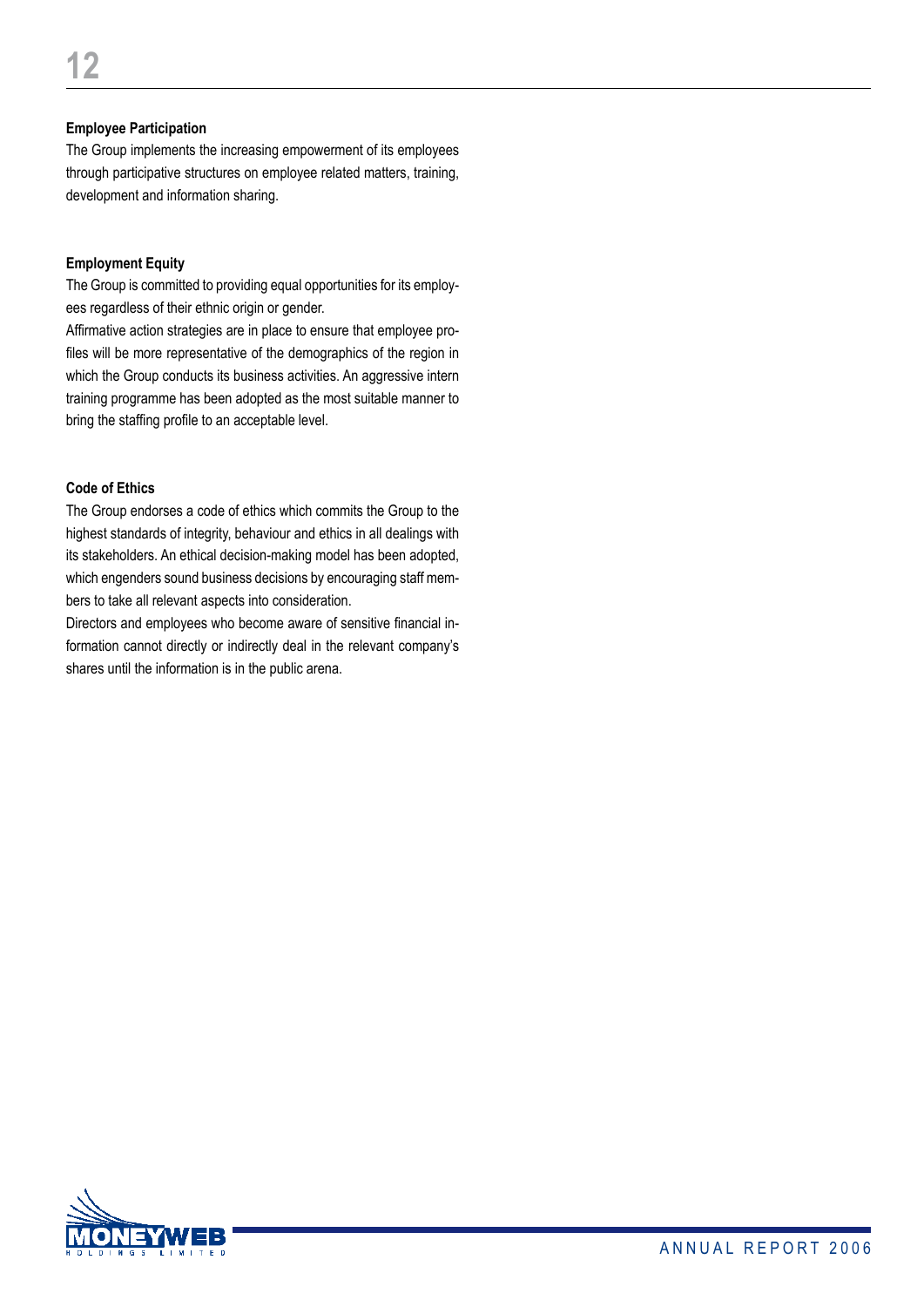**Employee Participation**

The Group implements the increasing empowerment of its employees through participative structures on employee related matters, training, development and information sharing.

**Employment Equity**

The Group is committed to providing equal opportunities for its employees regardless of their ethnic origin or gender.

Affirmative action strategies are in place to ensure that employee profiles will be more representative of the demographics of the region in which the Group conducts its business activities. An aggressive intern training programme has been adopted as the most suitable manner to bring the staffing profile to an acceptable level.

**Code of Ethics**

The Group endorses a code of ethics which commits the Group to the highest standards of integrity, behaviour and ethics in all dealings with its stakeholders. An ethical decision-making model has been adopted, which engenders sound business decisions by encouraging staff members to take all relevant aspects into consideration.

Directors and employees who become aware of sensitive financial information cannot directly or indirectly deal in the relevant company's shares until the information is in the public arena.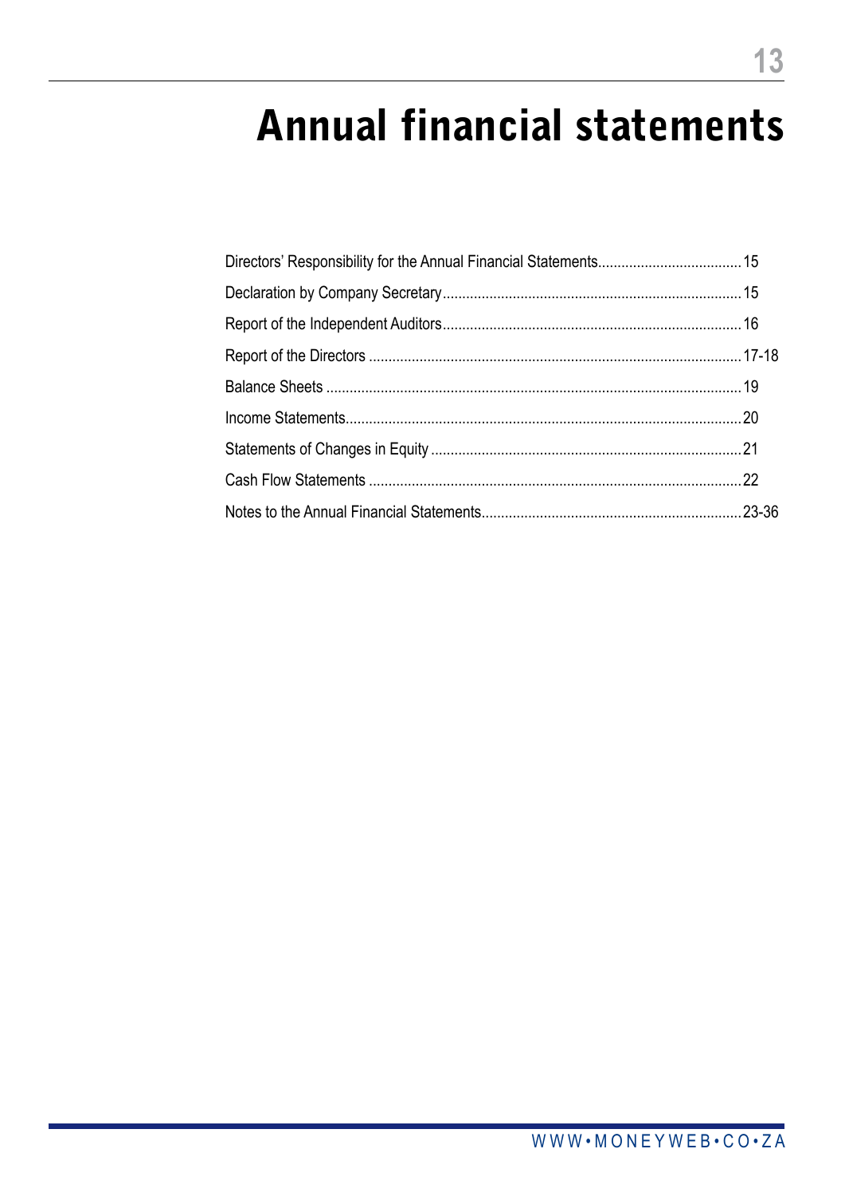# Annual financial statements

| | |
|---|---|
| Directors' Responsibility for the Annual Financial Statements | 15 |
| Declaration by Company Secretary | 15 |
| Report of the Independent Auditors | 16 |
| Report of the Directors | 17-18 |
| Balance Sheets | 19 |
| Income Statements | 20 |
| Statements of Changes in Equity | 21 |
| Cash Flow Statements | 22 |
| Notes to the Annual Financial Statements | 23-36 |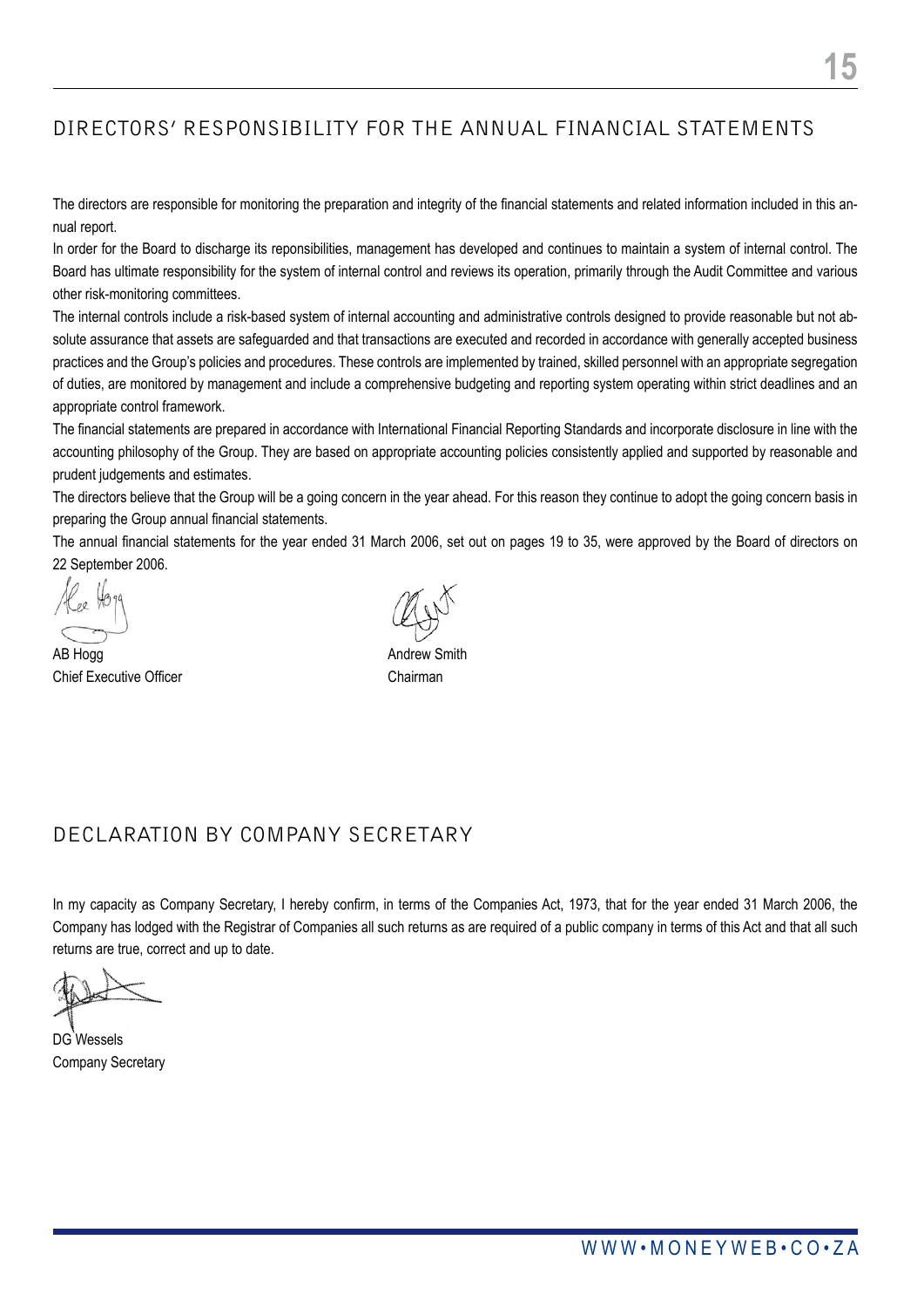## DIRECTORS' RESPONSIBILITY FOR THE ANNUAL FINANCIAL STATEMENTS

The directors are responsible for monitoring the preparation and integrity of the financial statements and related information included in this annual report.

In order for the Board to discharge its reponsibilities, management has developed and continues to maintain a system of internal control. The Board has ultimate responsibility for the system of internal control and reviews its operation, primarily through the Audit Committee and various other risk-monitoring committees.

The internal controls include a risk-based system of internal accounting and administrative controls designed to provide reasonable but not absolute assurance that assets are safeguarded and that transactions are executed and recorded in accordance with generally accepted business practices and the Group's policies and procedures. These controls are implemented by trained, skilled personnel with an appropriate segregation of duties, are monitored by management and include a comprehensive budgeting and reporting system operating within strict deadlines and an appropriate control framework.

The financial statements are prepared in accordance with International Financial Reporting Standards and incorporate disclosure in line with the accounting philosophy of the Group. They are based on appropriate accounting policies consistently applied and supported by reasonable and prudent judgements and estimates.

The directors believe that the Group will be a going concern in the year ahead. For this reason they continue to adopt the going concern basis in preparing the Group annual financial statements.

The annual financial statements for the year ended 31 March 2006, set out on pages 19 to 35, were approved by the Board of directors on 22 September 2006.

AB Hogg
Chief Executive Officer

Andrew Smith
Chairman

## DECLARATION BY COMPANY SECRETARY

In my capacity as Company Secretary, I hereby confirm, in terms of the Companies Act, 1973, that for the year ended 31 March 2006, the Company has lodged with the Registrar of Companies all such returns as are required of a public company in terms of this Act and that all such returns are true, correct and up to date.

DG Wessels
Company Secretary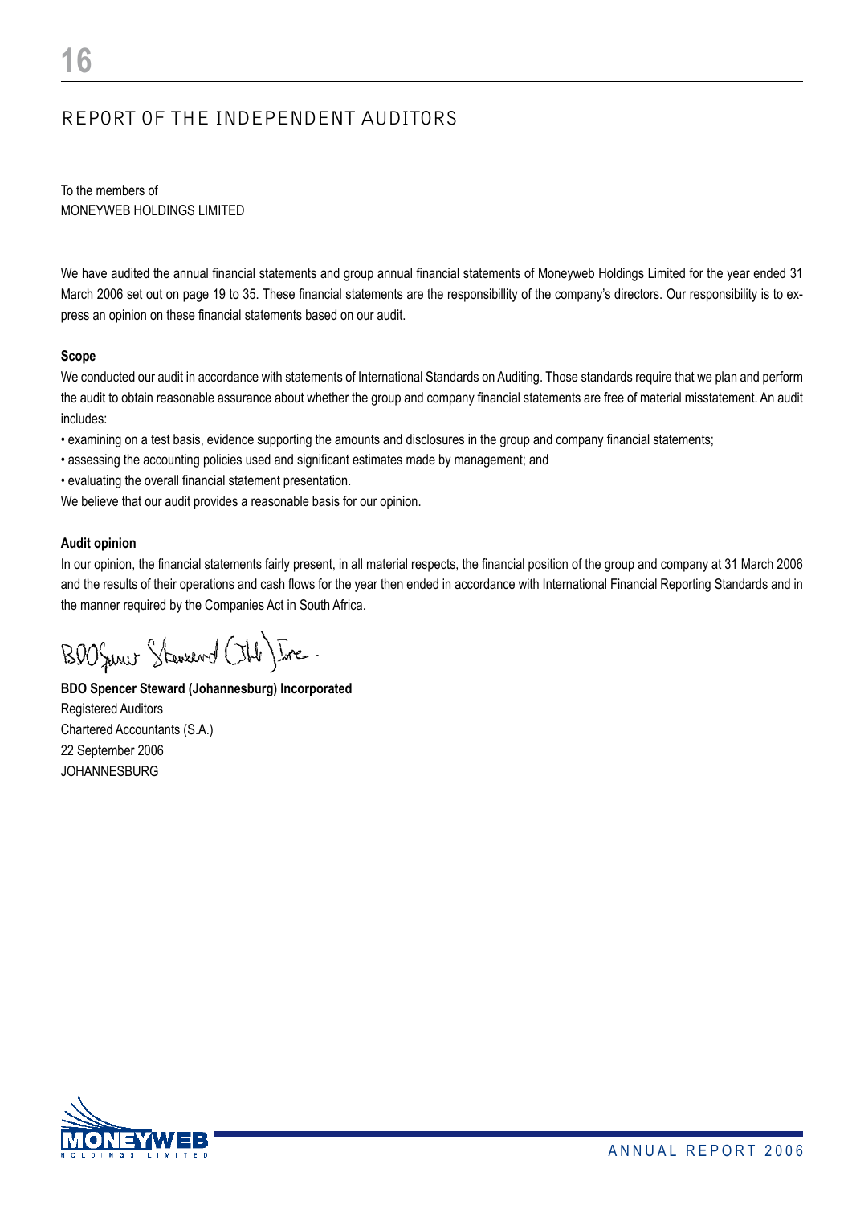# REPORT OF THE INDEPENDENT AUDITORS

To the members of
MONEYWEB HOLDINGS LIMITED

We have audited the annual financial statements and group annual financial statements of Moneyweb Holdings Limited for the year ended 31 March 2006 set out on page 19 to 35. These financial statements are the responsibillity of the company's directors. Our responsibility is to express an opinion on these financial statements based on our audit.

**Scope**

We conducted our audit in accordance with statements of International Standards on Auditing. Those standards require that we plan and perform the audit to obtain reasonable assurance about whether the group and company financial statements are free of material misstatement. An audit includes:

- examining on a test basis, evidence supporting the amounts and disclosures in the group and company financial statements;
- assessing the accounting policies used and significant estimates made by management; and
- evaluating the overall financial statement presentation.

We believe that our audit provides a reasonable basis for our opinion.

**Audit opinion**

In our opinion, the financial statements fairly present, in all material respects, the financial position of the group and company at 31 March 2006 and the results of their operations and cash flows for the year then ended in accordance with International Financial Reporting Standards and in the manner required by the Companies Act in South Africa.

BDO Spencer Steward (Jhb) Inc.

**BDO Spencer Steward (Johannesburg) Incorporated**
Registered Auditors
Chartered Accountants (S.A.)
22 September 2006
JOHANNESBURG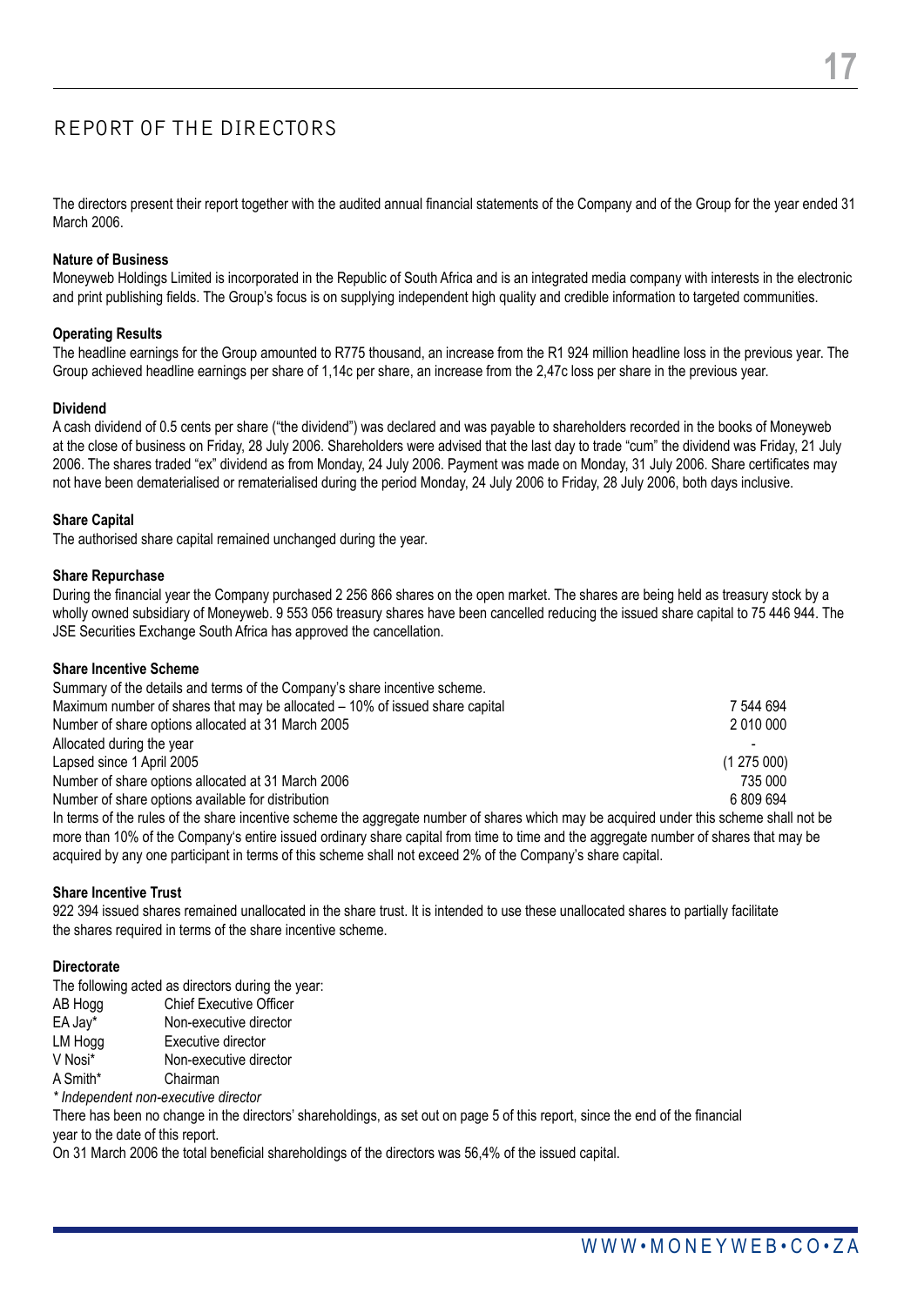# REPORT OF THE DIRECTORS

The directors present their report together with the audited annual financial statements of the Company and of the Group for the year ended 31 March 2006.

**Nature of Business**

Moneyweb Holdings Limited is incorporated in the Republic of South Africa and is an integrated media company with interests in the electronic and print publishing fields. The Group's focus is on supplying independent high quality and credible information to targeted communities.

**Operating Results**

The headline earnings for the Group amounted to R775 thousand, an increase from the R1 924 million headline loss in the previous year. The Group achieved headline earnings per share of 1,14c per share, an increase from the 2,47c loss per share in the previous year.

**Dividend**

A cash dividend of 0.5 cents per share ("the dividend") was declared and was payable to shareholders recorded in the books of Moneyweb at the close of business on Friday, 28 July 2006. Shareholders were advised that the last day to trade "cum" the dividend was Friday, 21 July 2006. The shares traded "ex" dividend as from Monday, 24 July 2006. Payment was made on Monday, 31 July 2006. Share certificates may not have been dematerialised or rematerialised during the period Monday, 24 July 2006 to Friday, 28 July 2006, both days inclusive.

**Share Capital**

The authorised share capital remained unchanged during the year.

**Share Repurchase**

During the financial year the Company purchased 2 256 866 shares on the open market. The shares are being held as treasury stock by a wholly owned subsidiary of Moneyweb. 9 553 056 treasury shares have been cancelled reducing the issued share capital to 75 446 944. The JSE Securities Exchange South Africa has approved the cancellation.

**Share Incentive Scheme**

Summary of the details and terms of the Company's share incentive scheme.

| | |
|---|---|
| Maximum number of shares that may be allocated – 10% of issued share capital | 7 544 694 |
| Number of share options allocated at 31 March 2005 | 2 010 000 |
| Allocated during the year | - |
| Lapsed since 1 April 2005 | (1 275 000) |
| Number of share options allocated at 31 March 2006 | 735 000 |
| Number of share options available for distribution | 6 809 694 |

In terms of the rules of the share incentive scheme the aggregate number of shares which may be acquired under this scheme shall not be more than 10% of the Company's entire issued ordinary share capital from time to time and the aggregate number of shares that may be acquired by any one participant in terms of this scheme shall not exceed 2% of the Company's share capital.

**Share Incentive Trust**

922 394 issued shares remained unallocated in the share trust. It is intended to use these unallocated shares to partially facilitate the shares required in terms of the share incentive scheme.

**Directorate**

The following acted as directors during the year:

| | |
|---|---|
| AB Hogg | Chief Executive Officer |
| EA Jay* | Non-executive director |
| LM Hogg | Executive director |
| V Nosi* | Non-executive director |
| A Smith* | Chairman |

*\* Independent non-executive director*

There has been no change in the directors' shareholdings, as set out on page 5 of this report, since the end of the financial year to the date of this report.

On 31 March 2006 the total beneficial shareholdings of the directors was 56,4% of the issued capital.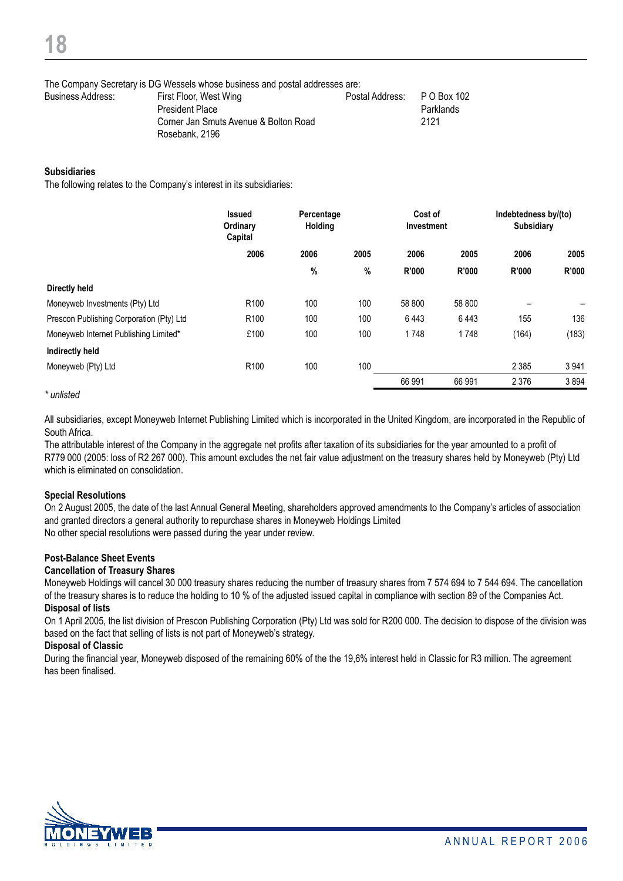The Company Secretary is DG Wessels whose business and postal addresses are:

Business Address: First Floor, West Wing
President Place
Corner Jan Smuts Avenue & Bolton Road
Rosebank, 2196

Postal Address: P O Box 102
Parklands
2121

**Subsidiaries**

The following relates to the Company's interest in its subsidiaries:

| | Issued Ordinary Capital | Percentage Holding | | Cost of Investment | | Indebtedness by/(to) Subsidiary | |
|---|---|---|---|---|---|---|---|
| | 2006 | 2006 | 2005 | 2006 | 2005 | 2006 | 2005 |
| | | % | % | R'000 | R'000 | R'000 | R'000 |
| **Directly held** | | | | | | | |
| Moneyweb Investments (Pty) Ltd | R100 | 100 | 100 | 58 800 | 58 800 | – | – |
| Prescon Publishing Corporation (Pty) Ltd | R100 | 100 | 100 | 6 443 | 6 443 | 155 | 136 |
| Moneyweb Internet Publishing Limited* | £100 | 100 | 100 | 1 748 | 1 748 | (164) | (183) |
| **Indirectly held** | | | | | | | |
| Moneyweb (Pty) Ltd | R100 | 100 | 100 | | | 2 385 | 3 941 |
| | | | | 66 991 | 66 991 | 2 376 | 3 894 |

*\* unlisted*

All subsidiaries, except Moneyweb Internet Publishing Limited which is incorporated in the United Kingdom, are incorporated in the Republic of South Africa.

The attributable interest of the Company in the aggregate net profits after taxation of its subsidiaries for the year amounted to a profit of R779 000 (2005: loss of R2 267 000). This amount excludes the net fair value adjustment on the treasury shares held by Moneyweb (Pty) Ltd which is eliminated on consolidation.

**Special Resolutions**

On 2 August 2005, the date of the last Annual General Meeting, shareholders approved amendments to the Company's articles of association and granted directors a general authority to repurchase shares in Moneyweb Holdings Limited

No other special resolutions were passed during the year under review.

**Post-Balance Sheet Events**

**Cancellation of Treasury Shares**

Moneyweb Holdings will cancel 30 000 treasury shares reducing the number of treasury shares from 7 574 694 to 7 544 694. The cancellation of the treasury shares is to reduce the holding to 10 % of the adjusted issued capital in compliance with section 89 of the Companies Act.

**Disposal of lists**

On 1 April 2005, the list division of Prescon Publishing Corporation (Pty) Ltd was sold for R200 000. The decision to dispose of the division was based on the fact that selling of lists is not part of Moneyweb's strategy.

**Disposal of Classic**

During the financial year, Moneyweb disposed of the remaining 60% of the the 19,6% interest held in Classic for R3 million. The agreement has been finalised.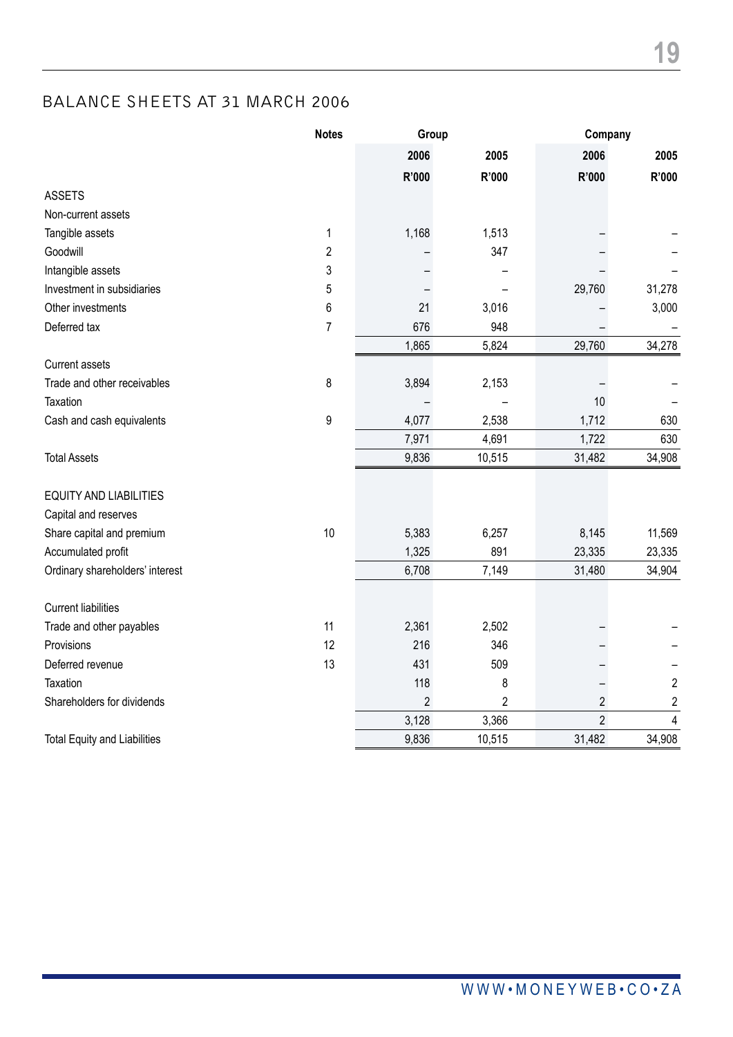## BALANCE SHEETS AT 31 MARCH 2006

| | Notes | Group | | Company | |
|---|---|---|---|---|---|
| | | 2006 | 2005 | 2006 | 2005 |
| | | R'000 | R'000 | R'000 | R'000 |
| ASSETS | | | | | |
| Non-current assets | | | | | |
| Tangible assets | 1 | 1,168 | 1,513 | – | – |
| Goodwill | 2 | – | 347 | – | – |
| Intangible assets | 3 | – | – | – | – |
| Investment in subsidiaries | 5 | – | – | 29,760 | 31,278 |
| Other investments | 6 | 21 | 3,016 | – | 3,000 |
| Deferred tax | 7 | 676 | 948 | – | – |
| | | 1,865 | 5,824 | 29,760 | 34,278 |
| Current assets | | | | | |
| Trade and other receivables | 8 | 3,894 | 2,153 | – | – |
| Taxation | | – | – | 10 | – |
| Cash and cash equivalents | 9 | 4,077 | 2,538 | 1,712 | 630 |
| | | 7,971 | 4,691 | 1,722 | 630 |
| Total Assets | | 9,836 | 10,515 | 31,482 | 34,908 |
| EQUITY AND LIABILITIES | | | | | |
| Capital and reserves | | | | | |
| Share capital and premium | 10 | 5,383 | 6,257 | 8,145 | 11,569 |
| Accumulated profit | | 1,325 | 891 | 23,335 | 23,335 |
| Ordinary shareholders' interest | | 6,708 | 7,149 | 31,480 | 34,904 |
| Current liabilities | | | | | |
| Trade and other payables | 11 | 2,361 | 2,502 | – | – |
| Provisions | 12 | 216 | 346 | – | – |
| Deferred revenue | 13 | 431 | 509 | – | – |
| Taxation | | 118 | 8 | – | 2 |
| Shareholders for dividends | | 2 | 2 | 2 | 2 |
| | | 3,128 | 3,366 | 2 | 4 |
| Total Equity and Liabilities | | 9,836 | 10,515 | 31,482 | 34,908 |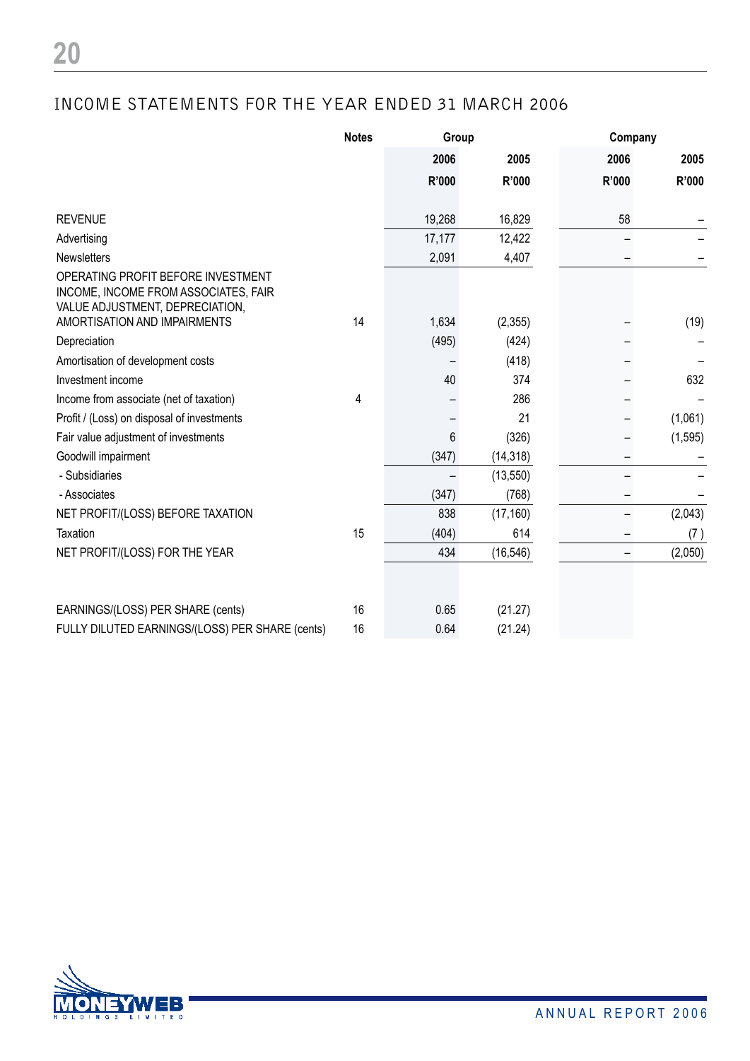## INCOME STATEMENTS FOR THE YEAR ENDED 31 MARCH 2006

| | Notes | Group | | Company | |
|---|---|---|---|---|---|
| | | 2006 | 2005 | 2006 | 2005 |
| | | R'000 | R'000 | R'000 | R'000 |
| REVENUE | | 19,268 | 16,829 | 58 | – |
| Advertising | | 17,177 | 12,422 | – | – |
| Newsletters | | 2,091 | 4,407 | – | – |
| OPERATING PROFIT BEFORE INVESTMENT INCOME, INCOME FROM ASSOCIATES, FAIR VALUE ADJUSTMENT, DEPRECIATION, AMORTISATION AND IMPAIRMENTS | 14 | 1,634 | (2,355) | – | (19) |
| Depreciation | | (495) | (424) | – | – |
| Amortisation of development costs | | – | (418) | – | – |
| Investment income | | 40 | 374 | – | 632 |
| Income from associate (net of taxation) | 4 | – | 286 | – | – |
| Profit / (Loss) on disposal of investments | | – | 21 | – | (1,061) |
| Fair value adjustment of investments | | 6 | (326) | – | (1,595) |
| Goodwill impairment | | (347) | (14,318) | – | – |
| - Subsidiaries | | – | (13,550) | – | – |
| - Associates | | (347) | (768) | – | – |
| NET PROFIT/(LOSS) BEFORE TAXATION | | 838 | (17,160) | – | (2,043) |
| Taxation | 15 | (404) | 614 | – | (7 ) |
| NET PROFIT/(LOSS) FOR THE YEAR | | 434 | (16,546) | – | (2,050) |
| | | | | | |
| EARNINGS/(LOSS) PER SHARE (cents) | 16 | 0.65 | (21.27) | | |
| FULLY DILUTED EARNINGS/(LOSS) PER SHARE (cents) | 16 | 0.64 | (21.24) | | |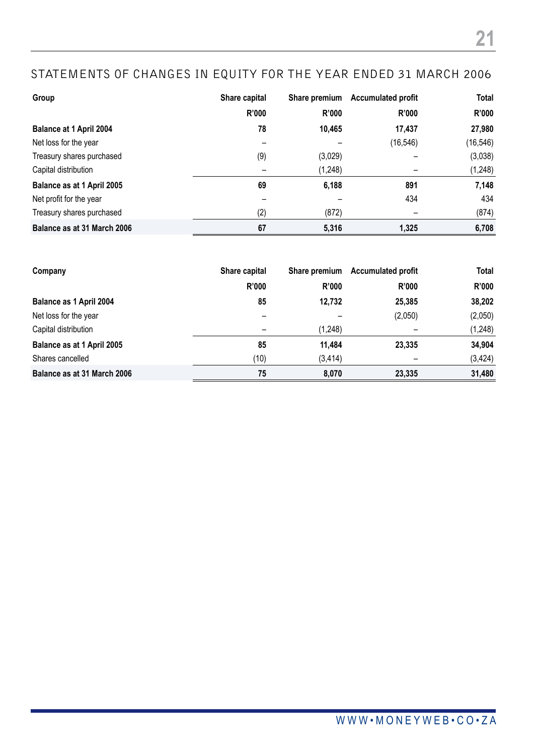## STATEMENTS OF CHANGES IN EQUITY FOR THE YEAR ENDED 31 MARCH 2006

| Group | Share capital | Share premium | Accumulated profit | Total |
|---|---|---|---|---|
| | **R'000** | **R'000** | **R'000** | **R'000** |
| **Balance at 1 April 2004** | **78** | **10,465** | **17,437** | **27,980** |
| Net loss for the year | – | – | (16,546) | (16,546) |
| Treasury shares purchased | (9) | (3,029) | – | (3,038) |
| Capital distribution | – | (1,248) | – | (1,248) |
| **Balance as at 1 April 2005** | **69** | **6,188** | **891** | **7,148** |
| Net profit for the year | – | – | 434 | 434 |
| Treasury shares purchased | (2) | (872) | – | (874) |
| **Balance as at 31 March 2006** | **67** | **5,316** | **1,325** | **6,708** |

| Company | Share capital | Share premium | Accumulated profit | Total |
|---|---|---|---|---|
| | **R'000** | **R'000** | **R'000** | **R'000** |
| **Balance as 1 April 2004** | **85** | **12,732** | **25,385** | **38,202** |
| Net loss for the year | – | – | (2,050) | (2,050) |
| Capital distribution | – | (1,248) | – | (1,248) |
| **Balance as at 1 April 2005** | **85** | **11,484** | **23,335** | **34,904** |
| Shares cancelled | (10) | (3,414) | – | (3,424) |
| **Balance as at 31 March 2006** | **75** | **8,070** | **23,335** | **31,480** |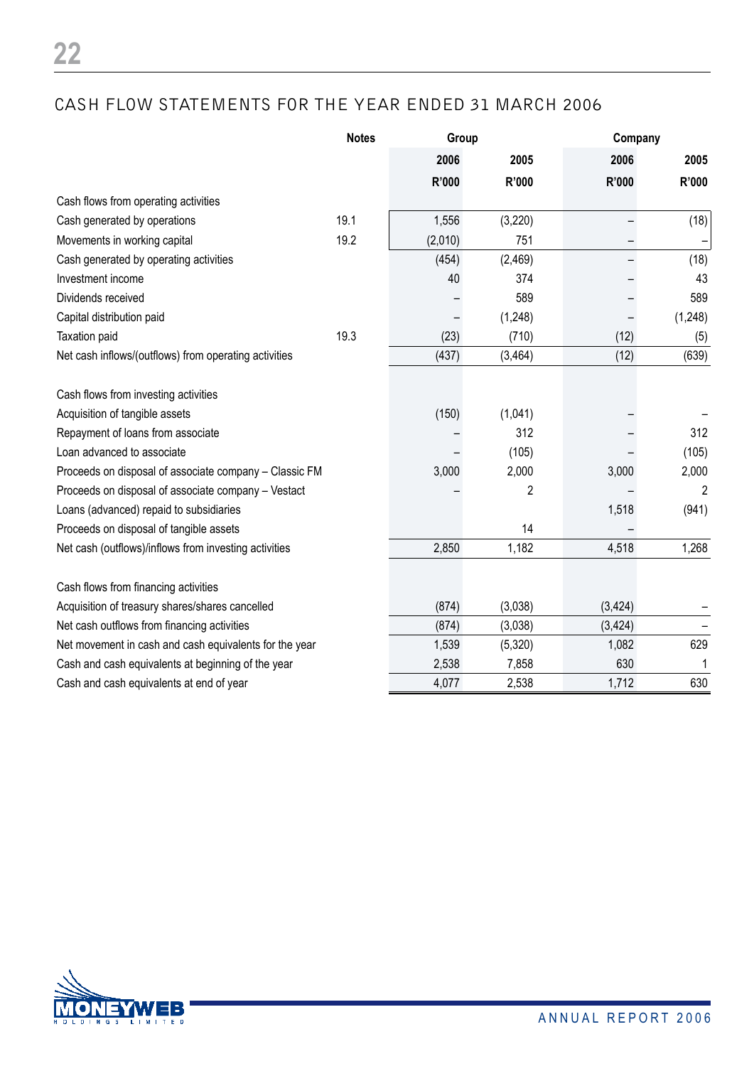## CASH FLOW STATEMENTS FOR THE YEAR ENDED 31 MARCH 2006

| | Notes | Group | | Company | |
|---|---|---|---|---|---|
| | | 2006 | 2005 | 2006 | 2005 |
| | | R'000 | R'000 | R'000 | R'000 |
| Cash flows from operating activities | | | | | |
| Cash generated by operations | 19.1 | 1,556 | (3,220) | – | (18) |
| Movements in working capital | 19.2 | (2,010) | 751 | – | – |
| Cash generated by operating activities | | (454) | (2,469) | – | (18) |
| Investment income | | 40 | 374 | – | 43 |
| Dividends received | | – | 589 | – | 589 |
| Capital distribution paid | | – | (1,248) | – | (1,248) |
| Taxation paid | 19.3 | (23) | (710) | (12) | (5) |
| Net cash inflows/(outflows) from operating activities | | (437) | (3,464) | (12) | (639) |
| | | | | | |
| Cash flows from investing activities | | | | | |
| Acquisition of tangible assets | | (150) | (1,041) | – | – |
| Repayment of loans from associate | | – | 312 | – | 312 |
| Loan advanced to associate | | – | (105) | – | (105) |
| Proceeds on disposal of associate company – Classic FM | | 3,000 | 2,000 | 3,000 | 2,000 |
| Proceeds on disposal of associate company – Vestact | | – | 2 | – | 2 |
| Loans (advanced) repaid to subsidiaries | | | | 1,518 | (941) |
| Proceeds on disposal of tangible assets | | | 14 | – | |
| Net cash (outflows)/inflows from investing activities | | 2,850 | 1,182 | 4,518 | 1,268 |
| | | | | | |
| Cash flows from financing activities | | | | | |
| Acquisition of treasury shares/shares cancelled | | (874) | (3,038) | (3,424) | – |
| Net cash outflows from financing activities | | (874) | (3,038) | (3,424) | – |
| Net movement in cash and cash equivalents for the year | | 1,539 | (5,320) | 1,082 | 629 |
| Cash and cash equivalents at beginning of the year | | 2,538 | 7,858 | 630 | 1 |
| Cash and cash equivalents at end of year | | 4,077 | 2,538 | 1,712 | 630 |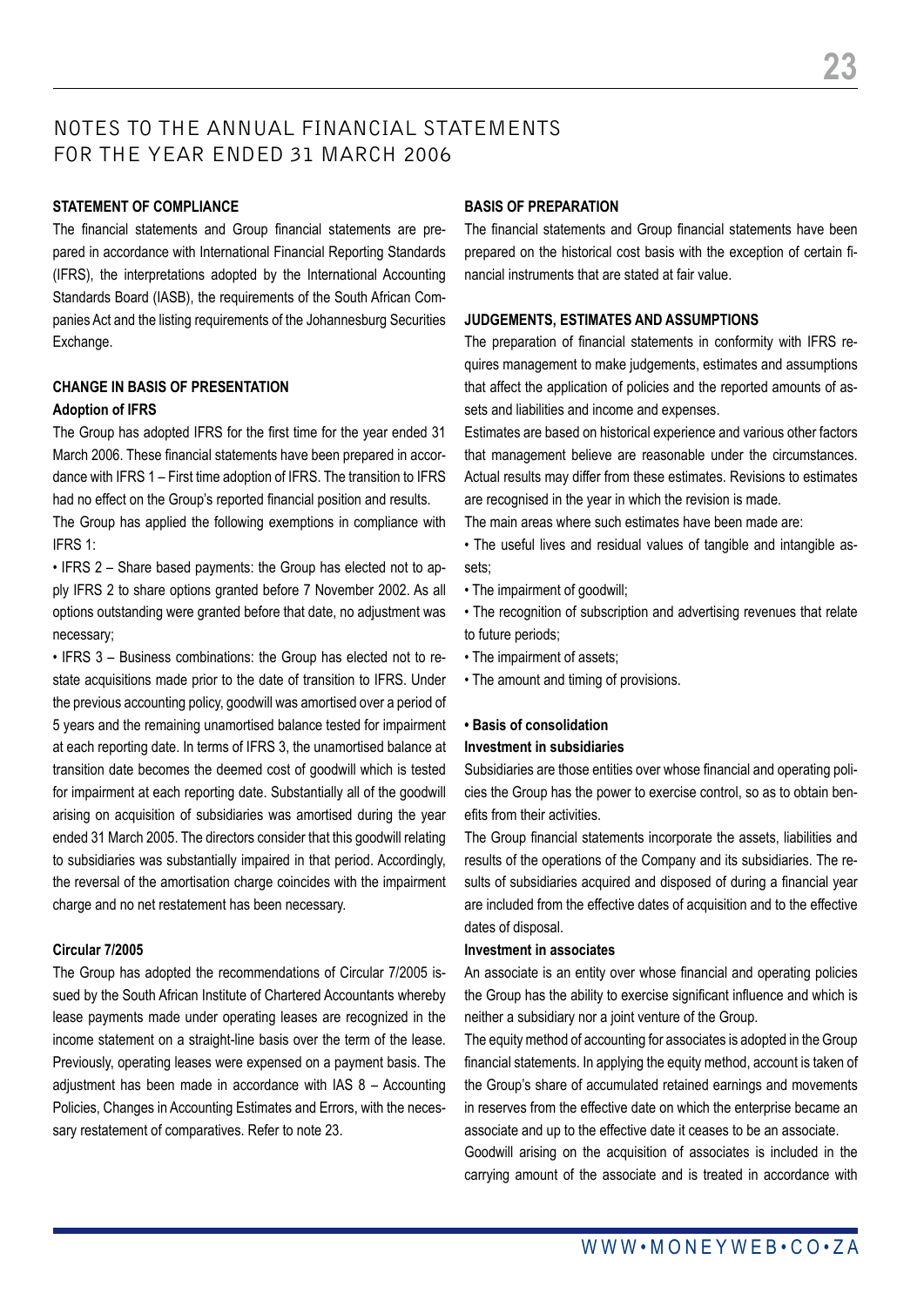# NOTES TO THE ANNUAL FINANCIAL STATEMENTS FOR THE YEAR ENDED 31 MARCH 2006

**STATEMENT OF COMPLIANCE**

The financial statements and Group financial statements are prepared in accordance with International Financial Reporting Standards (IFRS), the interpretations adopted by the International Accounting Standards Board (IASB), the requirements of the South African Companies Act and the listing requirements of the Johannesburg Securities Exchange.

**CHANGE IN BASIS OF PRESENTATION**

**Adoption of IFRS**

The Group has adopted IFRS for the first time for the year ended 31 March 2006. These financial statements have been prepared in accordance with IFRS 1 – First time adoption of IFRS. The transition to IFRS had no effect on the Group's reported financial position and results.

The Group has applied the following exemptions in compliance with IFRS 1:

• IFRS 2 – Share based payments: the Group has elected not to apply IFRS 2 to share options granted before 7 November 2002. As all options outstanding were granted before that date, no adjustment was necessary;

• IFRS 3 – Business combinations: the Group has elected not to restate acquisitions made prior to the date of transition to IFRS. Under the previous accounting policy, goodwill was amortised over a period of 5 years and the remaining unamortised balance tested for impairment at each reporting date. In terms of IFRS 3, the unamortised balance at transition date becomes the deemed cost of goodwill which is tested for impairment at each reporting date. Substantially all of the goodwill arising on acquisition of subsidiaries was amortised during the year ended 31 March 2005. The directors consider that this goodwill relating to subsidiaries was substantially impaired in that period. Accordingly, the reversal of the amortisation charge coincides with the impairment charge and no net restatement has been necessary.

**Circular 7/2005**

The Group has adopted the recommendations of Circular 7/2005 issued by the South African Institute of Chartered Accountants whereby lease payments made under operating leases are recognized in the income statement on a straight-line basis over the term of the lease. Previously, operating leases were expensed on a payment basis. The adjustment has been made in accordance with IAS 8 – Accounting Policies, Changes in Accounting Estimates and Errors, with the necessary restatement of comparatives. Refer to note 23.

**BASIS OF PREPARATION**

The financial statements and Group financial statements have been prepared on the historical cost basis with the exception of certain financial instruments that are stated at fair value.

**JUDGEMENTS, ESTIMATES AND ASSUMPTIONS**

The preparation of financial statements in conformity with IFRS requires management to make judgements, estimates and assumptions that affect the application of policies and the reported amounts of assets and liabilities and income and expenses.

Estimates are based on historical experience and various other factors that management believe are reasonable under the circumstances. Actual results may differ from these estimates. Revisions to estimates are recognised in the year in which the revision is made.

The main areas where such estimates have been made are:

• The useful lives and residual values of tangible and intangible assets;

• The impairment of goodwill;

• The recognition of subscription and advertising revenues that relate to future periods;

• The impairment of assets;

• The amount and timing of provisions.

**• Basis of consolidation**

**Investment in subsidiaries**

Subsidiaries are those entities over whose financial and operating policies the Group has the power to exercise control, so as to obtain benefits from their activities.

The Group financial statements incorporate the assets, liabilities and results of the operations of the Company and its subsidiaries. The results of subsidiaries acquired and disposed of during a financial year are included from the effective dates of acquisition and to the effective dates of disposal.

**Investment in associates**

An associate is an entity over whose financial and operating policies the Group has the ability to exercise significant influence and which is neither a subsidiary nor a joint venture of the Group.

The equity method of accounting for associates is adopted in the Group financial statements. In applying the equity method, account is taken of the Group's share of accumulated retained earnings and movements in reserves from the effective date on which the enterprise became an associate and up to the effective date it ceases to be an associate.

Goodwill arising on the acquisition of associates is included in the carrying amount of the associate and is treated in accordance with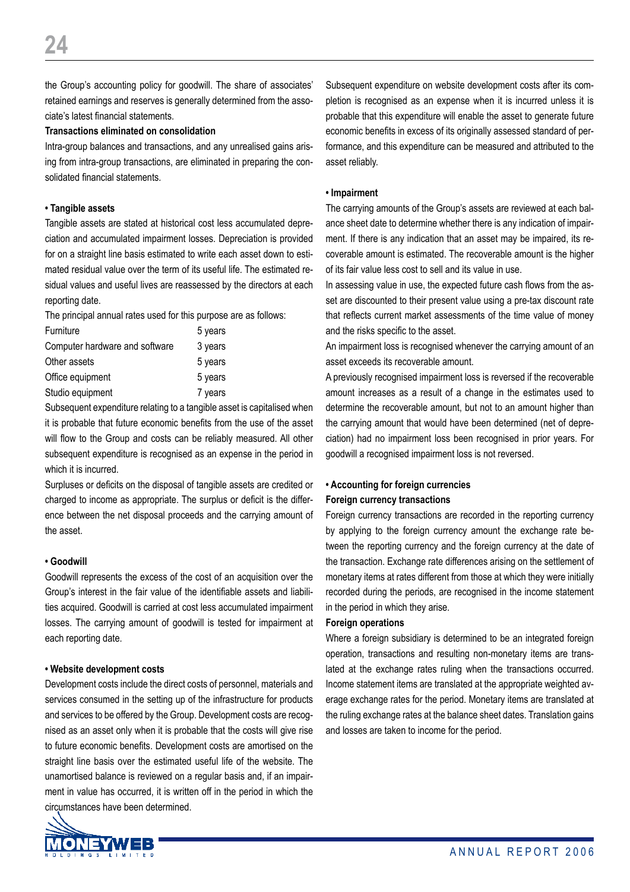the Group's accounting policy for goodwill. The share of associates' retained earnings and reserves is generally determined from the associate's latest financial statements.

**Transactions eliminated on consolidation**

Intra-group balances and transactions, and any unrealised gains arising from intra-group transactions, are eliminated in preparing the consolidated financial statements.

**• Tangible assets**

Tangible assets are stated at historical cost less accumulated depreciation and accumulated impairment losses. Depreciation is provided for on a straight line basis estimated to write each asset down to estimated residual value over the term of its useful life. The estimated residual values and useful lives are reassessed by the directors at each reporting date.

The principal annual rates used for this purpose are as follows:

| | |
|---|---|
| Furniture | 5 years |
| Computer hardware and software | 3 years |
| Other assets | 5 years |
| Office equipment | 5 years |
| Studio equipment | 7 years |

Subsequent expenditure relating to a tangible asset is capitalised when it is probable that future economic benefits from the use of the asset will flow to the Group and costs can be reliably measured. All other subsequent expenditure is recognised as an expense in the period in which it is incurred.

Surpluses or deficits on the disposal of tangible assets are credited or charged to income as appropriate. The surplus or deficit is the difference between the net disposal proceeds and the carrying amount of the asset.

**• Goodwill**

Goodwill represents the excess of the cost of an acquisition over the Group's interest in the fair value of the identifiable assets and liabilities acquired. Goodwill is carried at cost less accumulated impairment losses. The carrying amount of goodwill is tested for impairment at each reporting date.

**• Website development costs**

Development costs include the direct costs of personnel, materials and services consumed in the setting up of the infrastructure for products and services to be offered by the Group. Development costs are recognised as an asset only when it is probable that the costs will give rise to future economic benefits. Development costs are amortised on the straight line basis over the estimated useful life of the website. The unamortised balance is reviewed on a regular basis and, if an impairment in value has occurred, it is written off in the period in which the circumstances have been determined.

Subsequent expenditure on website development costs after its completion is recognised as an expense when it is incurred unless it is probable that this expenditure will enable the asset to generate future economic benefits in excess of its originally assessed standard of performance, and this expenditure can be measured and attributed to the asset reliably.

**• Impairment**

The carrying amounts of the Group's assets are reviewed at each balance sheet date to determine whether there is any indication of impairment. If there is any indication that an asset may be impaired, its recoverable amount is estimated. The recoverable amount is the higher of its fair value less cost to sell and its value in use.

In assessing value in use, the expected future cash flows from the asset are discounted to their present value using a pre-tax discount rate that reflects current market assessments of the time value of money and the risks specific to the asset.

An impairment loss is recognised whenever the carrying amount of an asset exceeds its recoverable amount.

A previously recognised impairment loss is reversed if the recoverable amount increases as a result of a change in the estimates used to determine the recoverable amount, but not to an amount higher than the carrying amount that would have been determined (net of depreciation) had no impairment loss been recognised in prior years. For goodwill a recognised impairment loss is not reversed.

**• Accounting for foreign currencies**

**Foreign currency transactions**

Foreign currency transactions are recorded in the reporting currency by applying to the foreign currency amount the exchange rate between the reporting currency and the foreign currency at the date of the transaction. Exchange rate differences arising on the settlement of monetary items at rates different from those at which they were initially recorded during the periods, are recognised in the income statement in the period in which they arise.

**Foreign operations**

Where a foreign subsidiary is determined to be an integrated foreign operation, transactions and resulting non-monetary items are translated at the exchange rates ruling when the transactions occurred. Income statement items are translated at the appropriate weighted average exchange rates for the period. Monetary items are translated at the ruling exchange rates at the balance sheet dates. Translation gains and losses are taken to income for the period.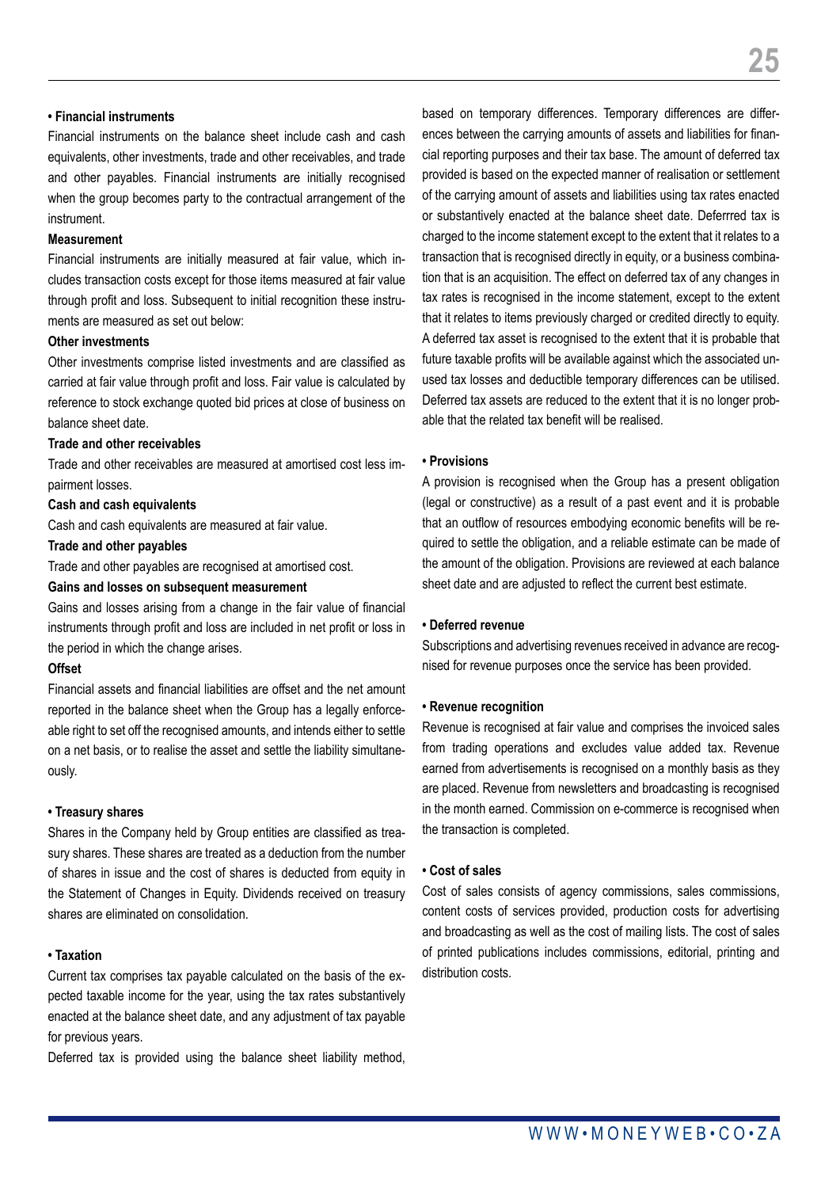**• Financial instruments**

Financial instruments on the balance sheet include cash and cash equivalents, other investments, trade and other receivables, and trade and other payables. Financial instruments are initially recognised when the group becomes party to the contractual arrangement of the instrument.

**Measurement**

Financial instruments are initially measured at fair value, which includes transaction costs except for those items measured at fair value through profit and loss. Subsequent to initial recognition these instruments are measured as set out below:

**Other investments**

Other investments comprise listed investments and are classified as carried at fair value through profit and loss. Fair value is calculated by reference to stock exchange quoted bid prices at close of business on balance sheet date.

**Trade and other receivables**

Trade and other receivables are measured at amortised cost less impairment losses.

**Cash and cash equivalents**

Cash and cash equivalents are measured at fair value.

**Trade and other payables**

Trade and other payables are recognised at amortised cost.

**Gains and losses on subsequent measurement**

Gains and losses arising from a change in the fair value of financial instruments through profit and loss are included in net profit or loss in the period in which the change arises.

**Offset**

Financial assets and financial liabilities are offset and the net amount reported in the balance sheet when the Group has a legally enforceable right to set off the recognised amounts, and intends either to settle on a net basis, or to realise the asset and settle the liability simultaneously.

**• Treasury shares**

Shares in the Company held by Group entities are classified as treasury shares. These shares are treated as a deduction from the number of shares in issue and the cost of shares is deducted from equity in the Statement of Changes in Equity. Dividends received on treasury shares are eliminated on consolidation.

**• Taxation**

Current tax comprises tax payable calculated on the basis of the expected taxable income for the year, using the tax rates substantively enacted at the balance sheet date, and any adjustment of tax payable for previous years.

Deferred tax is provided using the balance sheet liability method, based on temporary differences. Temporary differences are differences between the carrying amounts of assets and liabilities for financial reporting purposes and their tax base. The amount of deferred tax provided is based on the expected manner of realisation or settlement of the carrying amount of assets and liabilities using tax rates enacted or substantively enacted at the balance sheet date. Deferrred tax is charged to the income statement except to the extent that it relates to a transaction that is recognised directly in equity, or a business combination that is an acquisition. The effect on deferred tax of any changes in tax rates is recognised in the income statement, except to the extent that it relates to items previously charged or credited directly to equity. A deferred tax asset is recognised to the extent that it is probable that future taxable profits will be available against which the associated unused tax losses and deductible temporary differences can be utilised. Deferred tax assets are reduced to the extent that it is no longer probable that the related tax benefit will be realised.

**• Provisions**

A provision is recognised when the Group has a present obligation (legal or constructive) as a result of a past event and it is probable that an outflow of resources embodying economic benefits will be required to settle the obligation, and a reliable estimate can be made of the amount of the obligation. Provisions are reviewed at each balance sheet date and are adjusted to reflect the current best estimate.

**• Deferred revenue**

Subscriptions and advertising revenues received in advance are recognised for revenue purposes once the service has been provided.

**• Revenue recognition**

Revenue is recognised at fair value and comprises the invoiced sales from trading operations and excludes value added tax. Revenue earned from advertisements is recognised on a monthly basis as they are placed. Revenue from newsletters and broadcasting is recognised in the month earned. Commission on e-commerce is recognised when the transaction is completed.

**• Cost of sales**

Cost of sales consists of agency commissions, sales commissions, content costs of services provided, production costs for advertising and broadcasting as well as the cost of mailing lists. The cost of sales of printed publications includes commissions, editorial, printing and distribution costs.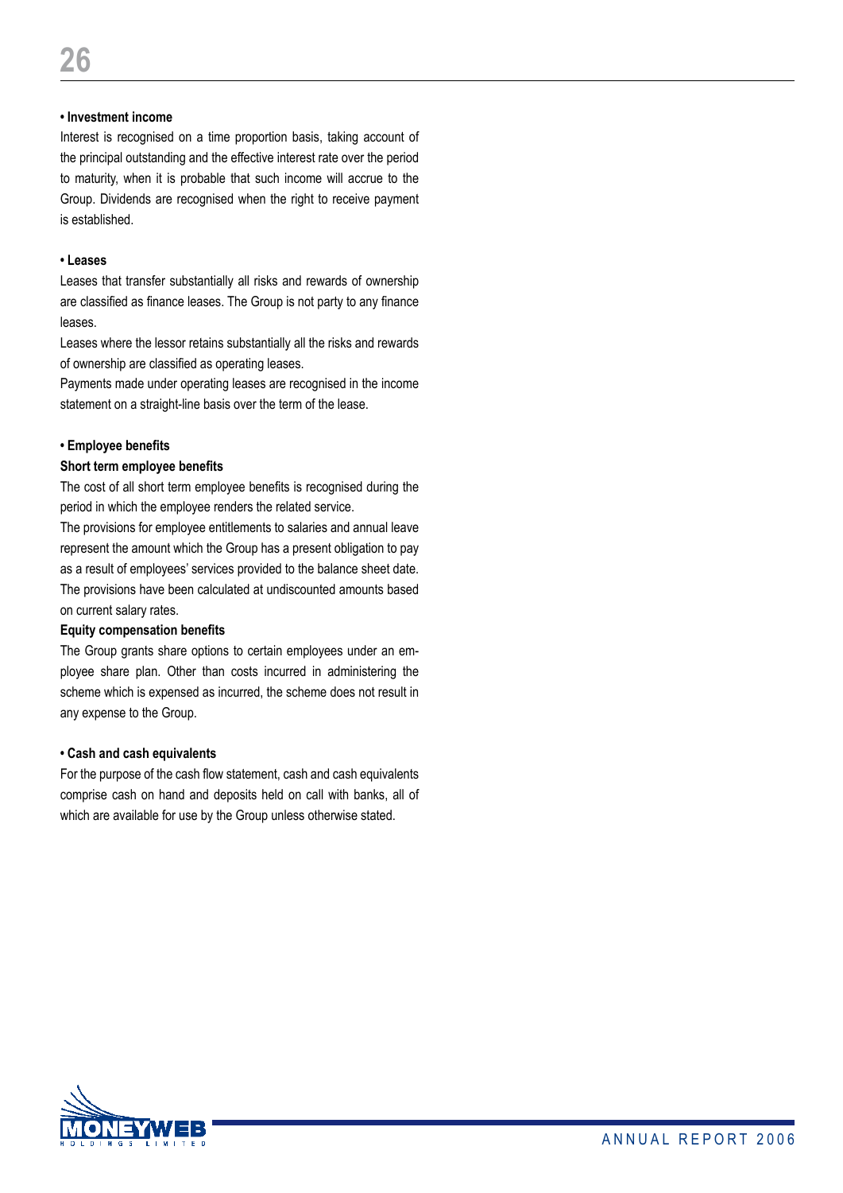**• Investment income**

Interest is recognised on a time proportion basis, taking account of the principal outstanding and the effective interest rate over the period to maturity, when it is probable that such income will accrue to the Group. Dividends are recognised when the right to receive payment is established.

**• Leases**

Leases that transfer substantially all risks and rewards of ownership are classified as finance leases. The Group is not party to any finance leases.

Leases where the lessor retains substantially all the risks and rewards of ownership are classified as operating leases.

Payments made under operating leases are recognised in the income statement on a straight-line basis over the term of the lease.

**• Employee benefits**

**Short term employee benefits**

The cost of all short term employee benefits is recognised during the period in which the employee renders the related service.

The provisions for employee entitlements to salaries and annual leave represent the amount which the Group has a present obligation to pay as a result of employees' services provided to the balance sheet date. The provisions have been calculated at undiscounted amounts based on current salary rates.

**Equity compensation benefits**

The Group grants share options to certain employees under an employee share plan. Other than costs incurred in administering the scheme which is expensed as incurred, the scheme does not result in any expense to the Group.

**• Cash and cash equivalents**

For the purpose of the cash flow statement, cash and cash equivalents comprise cash on hand and deposits held on call with banks, all of which are available for use by the Group unless otherwise stated.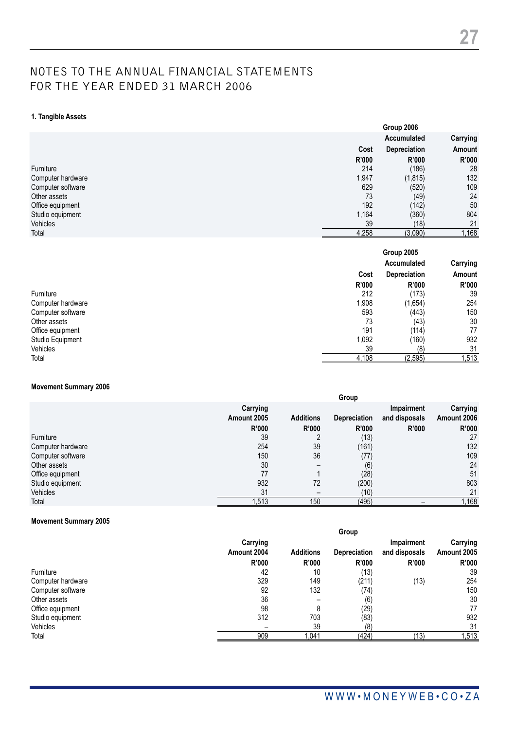# NOTES TO THE ANNUAL FINANCIAL STATEMENTS FOR THE YEAR ENDED 31 MARCH 2006

### 1. Tangible Assets

| | Group 2006 | | |
|---|---|---|---|
| | Cost | Accumulated Depreciation | Carrying Amount |
| | R'000 | R'000 | R'000 |
| Furniture | 214 | (186) | 28 |
| Computer hardware | 1,947 | (1,815) | 132 |
| Computer software | 629 | (520) | 109 |
| Other assets | 73 | (49) | 24 |
| Office equipment | 192 | (142) | 50 |
| Studio equipment | 1,164 | (360) | 804 |
| Vehicles | 39 | (18) | 21 |
| Total | 4,258 | (3,090) | 1,168 |

| | Group 2005 | | |
|---|---|---|---|
| | Cost | Accumulated Depreciation | Carrying Amount |
| | R'000 | R'000 | R'000 |
| Furniture | 212 | (173) | 39 |
| Computer hardware | 1,908 | (1,654) | 254 |
| Computer software | 593 | (443) | 150 |
| Other assets | 73 | (43) | 30 |
| Office equipment | 191 | (114) | 77 |
| Studio Equipment | 1,092 | (160) | 932 |
| Vehicles | 39 | (8) | 31 |
| Total | 4,108 | (2,595) | 1,513 |

**Movement Summary 2006**

| | Group | | | | |
|---|---|---|---|---|---|
| | Carrying Amount 2005 | Additions | Depreciation | Impairment and disposals | Carrying Amount 2006 |
| | R'000 | R'000 | R'000 | R'000 | R'000 |
| Furniture | 39 | 2 | (13) | | 27 |
| Computer hardware | 254 | 39 | (161) | | 132 |
| Computer software | 150 | 36 | (77) | | 109 |
| Other assets | 30 | – | (6) | | 24 |
| Office equipment | 77 | 1 | (28) | | 51 |
| Studio equipment | 932 | 72 | (200) | | 803 |
| Vehicles | 31 | – | (10) | | 21 |
| Total | 1,513 | 150 | (495) | – | 1,168 |

**Movement Summary 2005**

| | Group | | | | |
|---|---|---|---|---|---|
| | Carrying Amount 2004 | Additions | Depreciation | Impairment and disposals | Carrying Amount 2005 |
| | R'000 | R'000 | R'000 | R'000 | R'000 |
| Furniture | 42 | 10 | (13) | | 39 |
| Computer hardware | 329 | 149 | (211) | (13) | 254 |
| Computer software | 92 | 132 | (74) | | 150 |
| Other assets | 36 | – | (6) | | 30 |
| Office equipment | 98 | 8 | (29) | | 77 |
| Studio equipment | 312 | 703 | (83) | | 932 |
| Vehicles | – | 39 | (8) | | 31 |
| Total | 909 | 1,041 | (424) | (13) | 1,513 |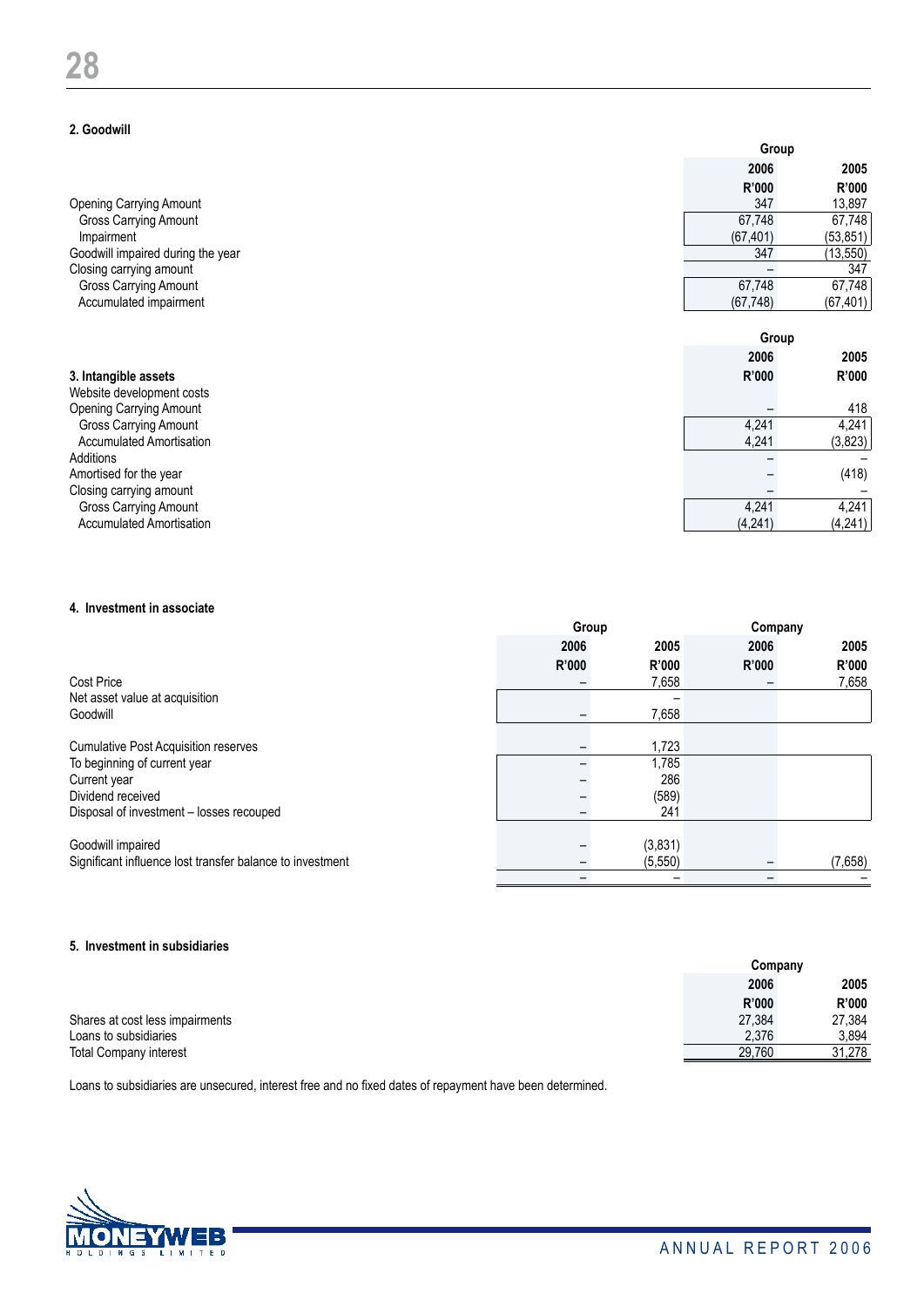## 2. Goodwill

| | Group | |
|---|---|---|
| | 2006 | 2005 |
| | R'000 | R'000 |
| Opening Carrying Amount | 347 | 13,897 |
| Gross Carrying Amount | 67,748 | 67,748 |
| Impairment | (67,401) | (53,851) |
| Goodwill impaired during the year | 347 | (13,550) |
| Closing carrying amount | – | 347 |
| Gross Carrying Amount | 67,748 | 67,748 |
| Accumulated impairment | (67,748) | (67,401) |

## 3. Intangible assets

| | Group | |
|---|---|---|
| | 2006 | 2005 |
| | R'000 | R'000 |
| Website development costs | | |
| Opening Carrying Amount | – | 418 |
| Gross Carrying Amount | 4,241 | 4,241 |
| Accumulated Amortisation | 4,241 | (3,823) |
| Additions | – | – |
| Amortised for the year | – | (418) |
| Closing carrying amount | – | – |
| Gross Carrying Amount | 4,241 | 4,241 |
| Accumulated Amortisation | (4,241) | (4,241) |

## 4. Investment in associate

| | Group | | Company | |
|---|---|---|---|---|
| | 2006 | 2005 | 2006 | 2005 |
| | R'000 | R'000 | R'000 | R'000 |
| Cost Price | – | 7,658 | – | 7,658 |
| Net asset value at acquisition | | – | | |
| Goodwill | – | 7,658 | | |
| Cumulative Post Acquisition reserves | – | 1,723 | | |
| To beginning of current year | – | 1,785 | | |
| Current year | – | 286 | | |
| Dividend received | – | (589) | | |
| Disposal of investment – losses recouped | – | 241 | | |
| Goodwill impaired | – | (3,831) | | |
| Significant influence lost transfer balance to investment | – | (5,550) | – | (7,658) |
| | – | – | – | – |

## 5. Investment in subsidiaries

| | Company | |
|---|---|---|
| | 2006 | 2005 |
| | R'000 | R'000 |
| Shares at cost less impairments | 27,384 | 27,384 |
| Loans to subsidiaries | 2,376 | 3,894 |
| Total Company interest | 29,760 | 31,278 |

Loans to subsidiaries are unsecured, interest free and no fixed dates of repayment have been determined.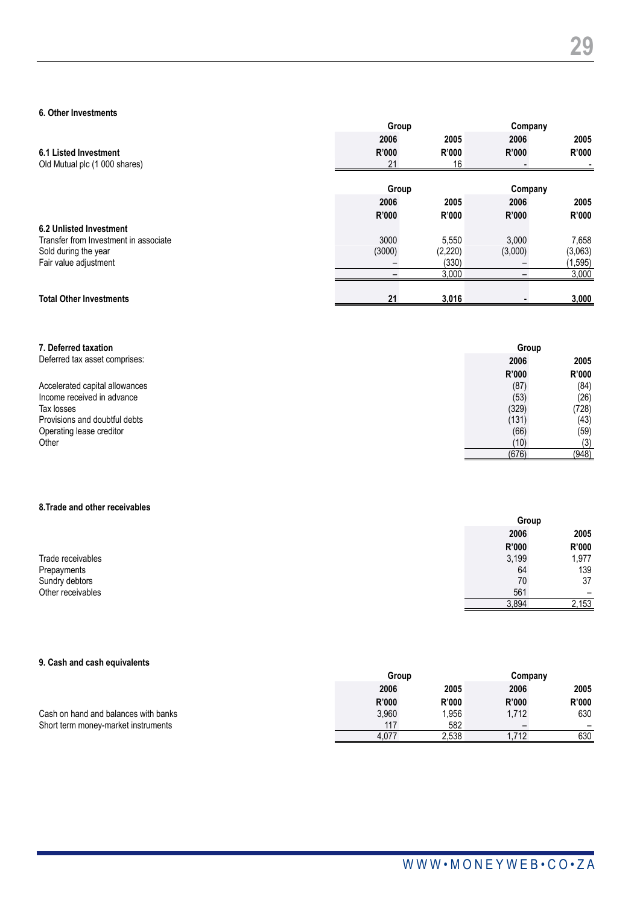### 6. Other Investments

| 6.1 Listed Investment | Group 2006 R'000 | Group 2005 R'000 | Company 2006 R'000 | Company 2005 R'000 |
|---|---|---|---|---|
| Old Mutual plc (1 000 shares) | 21 | 16 | - | - |

| 6.2 Unlisted Investment | Group 2006 R'000 | Group 2005 R'000 | Company 2006 R'000 | Company 2005 R'000 |
|---|---|---|---|---|
| Transfer from Investment in associate | 3000 | 5,550 | 3,000 | 7,658 |
| Sold during the year | (3000) | (2,220) | (3,000) | (3,063) |
| Fair value adjustment | – | (330) | – | (1,595) |
| | – | 3,000 | – | 3,000 |
| **Total Other Investments** | **21** | **3,016** | **-** | **3,000** |

### 7. Deferred taxation

Deferred tax asset comprises:

| | Group 2006 R'000 | Group 2005 R'000 |
|---|---|---|
| Accelerated capital allowances | (87) | (84) |
| Income received in advance | (53) | (26) |
| Tax losses | (329) | (728) |
| Provisions and doubtful debts | (131) | (43) |
| Operating lease creditor | (66) | (59) |
| Other | (10) | (3) |
| | (676) | (948) |

### 8. Trade and other receivables

| | Group 2006 R'000 | Group 2005 R'000 |
|---|---|---|
| Trade receivables | 3,199 | 1,977 |
| Prepayments | 64 | 139 |
| Sundry debtors | 70 | 37 |
| Other receivables | 561 | – |
| | 3,894 | 2,153 |

### 9. Cash and cash equivalents

| | Group 2006 R'000 | Group 2005 R'000 | Company 2006 R'000 | Company 2005 R'000 |
|---|---|---|---|---|
| Cash on hand and balances with banks | 3,960 | 1,956 | 1,712 | 630 |
| Short term money-market instruments | 117 | 582 | – | – |
| | 4,077 | 2,538 | 1,712 | 630 |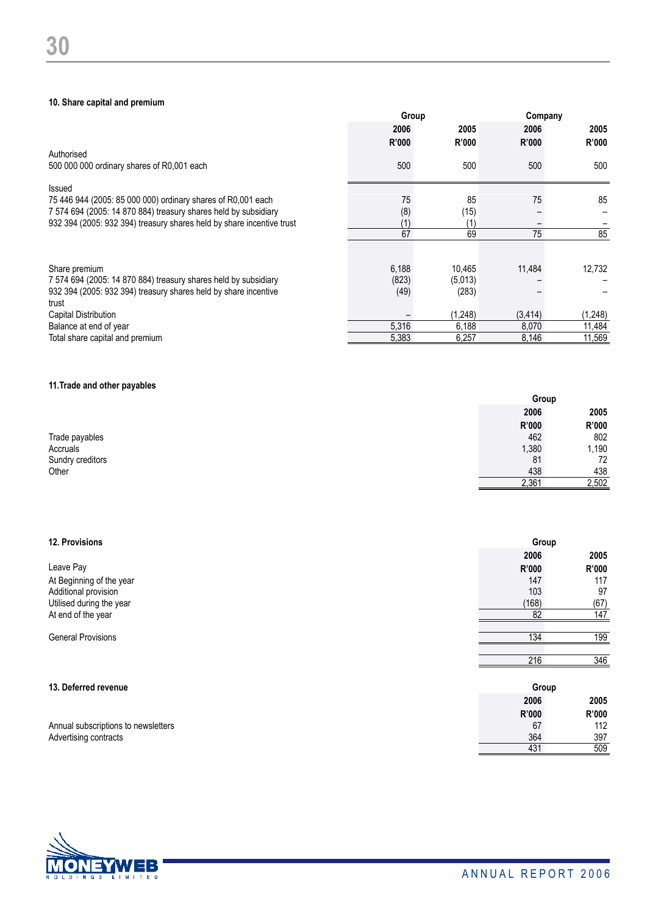### 10. Share capital and premium

| | Group | | Company | |
|---|---|---|---|---|
| | 2006 | 2005 | 2006 | 2005 |
| | R'000 | R'000 | R'000 | R'000 |
| Authorised | | | | |
| 500 000 000 ordinary shares of R0,001 each | 500 | 500 | 500 | 500 |
| Issued | | | | |
| 75 446 944 (2005: 85 000 000) ordinary shares of R0,001 each | 75 | 85 | 75 | 85 |
| 7 574 694 (2005: 14 870 884) treasury shares held by subsidiary | (8) | (15) | – | – |
| 932 394 (2005: 932 394) treasury shares held by share incentive trust | (1) | (1) | – | – |
| | 67 | 69 | 75 | 85 |
| Share premium | 6,188 | 10,465 | 11,484 | 12,732 |
| 7 574 694 (2005: 14 870 884) treasury shares held by subsidiary | (823) | (5,013) | – | – |
| 932 394 (2005: 932 394) treasury shares held by share incentive trust | (49) | (283) | – | – |
| Capital Distribution | – | (1,248) | (3,414) | (1,248) |
| Balance at end of year | 5,316 | 6,188 | 8,070 | 11,484 |
| Total share capital and premium | 5,383 | 6,257 | 8,146 | 11,569 |

### 11.Trade and other payables

| | Group | |
|---|---|---|
| | 2006 | 2005 |
| | R'000 | R'000 |
| Trade payables | 462 | 802 |
| Accruals | 1,380 | 1,190 |
| Sundry creditors | 81 | 72 |
| Other | 438 | 438 |
| | 2,361 | 2,502 |

### 12. Provisions

| | Group | |
|---|---|---|
| | 2006 | 2005 |
| Leave Pay | R'000 | R'000 |
| At Beginning of the year | 147 | 117 |
| Additional provision | 103 | 97 |
| Utilised during the year | (168) | (67) |
| At end of the year | 82 | 147 |
| General Provisions | 134 | 199 |
| | 216 | 346 |

### 13. Deferred revenue

| | Group | |
|---|---|---|
| | 2006 | 2005 |
| | R'000 | R'000 |
| Annual subscriptions to newsletters | 67 | 112 |
| Advertising contracts | 364 | 397 |
| | 431 | 509 |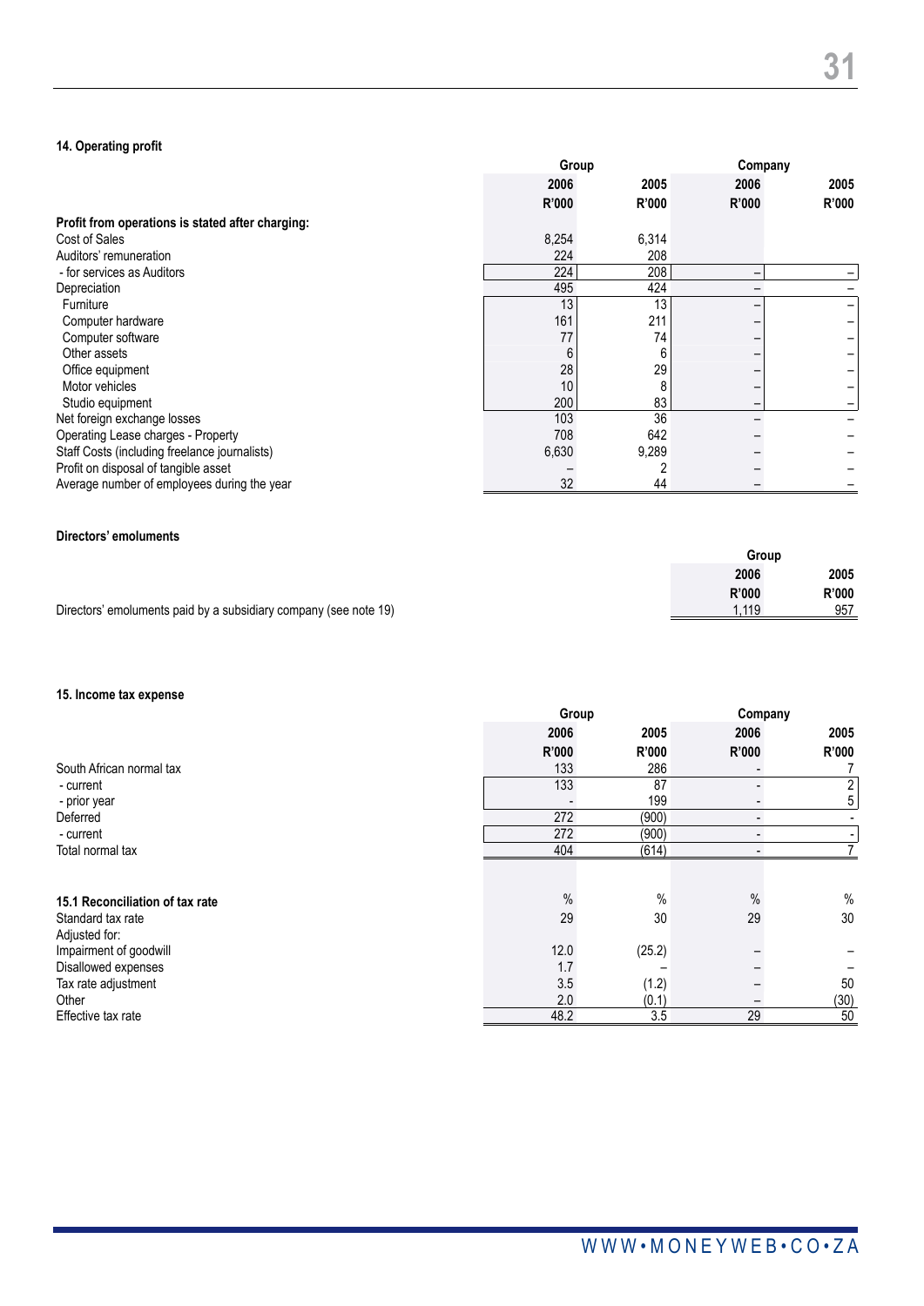### 14. Operating profit

| | Group | | Company | |
|---|---|---|---|---|
| | 2006 | 2005 | 2006 | 2005 |
| | R'000 | R'000 | R'000 | R'000 |
| **Profit from operations is stated after charging:** | | | | |
| Cost of Sales | 8,254 | 6,314 | | |
| Auditors' remuneration | 224 | 208 | | |
| - for services as Auditors | 224 | 208 | – | – |
| Depreciation | 495 | 424 | – | – |
| Furniture | 13 | 13 | – | – |
| Computer hardware | 161 | 211 | – | – |
| Computer software | 77 | 74 | – | – |
| Other assets | 6 | 6 | – | – |
| Office equipment | 28 | 29 | – | – |
| Motor vehicles | 10 | 8 | – | – |
| Studio equipment | 200 | 83 | – | – |
| Net foreign exchange losses | 103 | 36 | – | – |
| Operating Lease charges - Property | 708 | 642 | – | – |
| Staff Costs (including freelance journalists) | 6,630 | 9,289 | – | – |
| Profit on disposal of tangible asset | – | 2 | – | – |
| Average number of employees during the year | 32 | 44 | – | – |

**Directors' emoluments**

| | Group | |
|---|---|---|
| | 2006 | 2005 |
| | R'000 | R'000 |
| Directors' emoluments paid by a subsidiary company (see note 19) | 1,119 | 957 |

### 15. Income tax expense

| | Group | | Company | |
|---|---|---|---|---|
| | 2006 | 2005 | 2006 | 2005 |
| | R'000 | R'000 | R'000 | R'000 |
| South African normal tax | 133 | 286 | - | 7 |
| - current | 133 | 87 | - | 2 |
| - prior year | - | 199 | - | 5 |
| Deferred | 272 | (900) | - | - |
| - current | 272 | (900) | - | - |
| Total normal tax | 404 | (614) | - | 7 |

| **15.1 Reconciliation of tax rate** | % | % | % | % |
|---|---|---|---|---|
| Standard tax rate | 29 | 30 | 29 | 30 |
| Adjusted for: | | | | |
| Impairment of goodwill | 12.0 | (25.2) | – | – |
| Disallowed expenses | 1.7 | – | – | – |
| Tax rate adjustment | 3.5 | (1.2) | – | 50 |
| Other | 2.0 | (0.1) | – | (30) |
| Effective tax rate | 48.2 | 3.5 | 29 | 50 |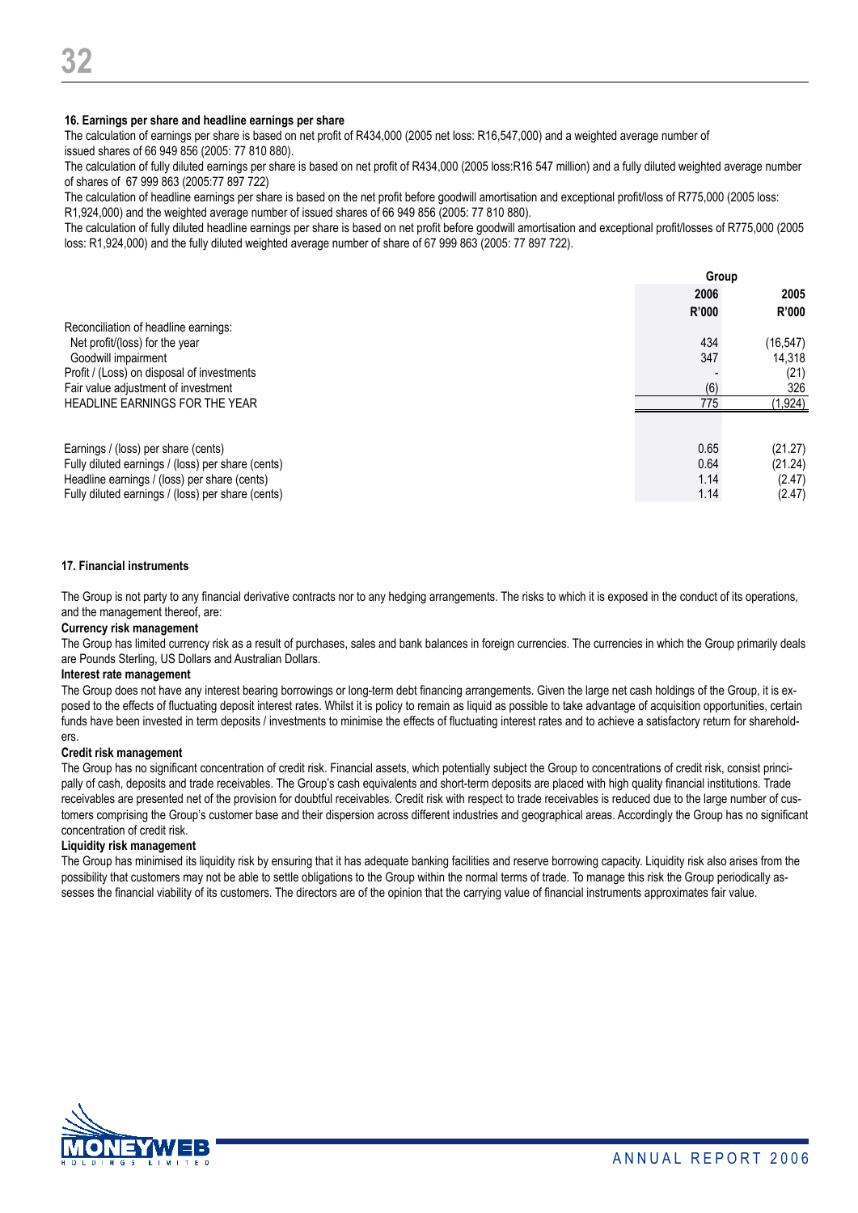**16. Earnings per share and headline earnings per share**

The calculation of earnings per share is based on net profit of R434,000 (2005 net loss: R16,547,000) and a weighted average number of issued shares of 66 949 856 (2005: 77 810 880).

The calculation of fully diluted earnings per share is based on net profit of R434,000 (2005 loss:R16 547 million) and a fully diluted weighted average number of shares of 67 999 863 (2005:77 897 722)

The calculation of headline earnings per share is based on the net profit before goodwill amortisation and exceptional profit/loss of R775,000 (2005 loss: R1,924,000) and the weighted average number of issued shares of 66 949 856 (2005: 77 810 880).

The calculation of fully diluted headline earnings per share is based on net profit before goodwill amortisation and exceptional profit/losses of R775,000 (2005 loss: R1,924,000) and the fully diluted weighted average number of share of 67 999 863 (2005: 77 897 722).

| | Group | |
|---|---|---|
| | 2006 | 2005 |
| | R'000 | R'000 |
| Reconciliation of headline earnings: | | |
| Net profit/(loss) for the year | 434 | (16,547) |
| Goodwill impairment | 347 | 14,318 |
| Profit / (Loss) on disposal of investments | - | (21) |
| Fair value adjustment of investment | (6) | 326 |
| HEADLINE EARNINGS FOR THE YEAR | 775 | (1,924) |
| | | |
| Earnings / (loss) per share (cents) | 0.65 | (21.27) |
| Fully diluted earnings / (loss) per share (cents) | 0.64 | (21.24) |
| Headline earnings / (loss) per share (cents) | 1.14 | (2.47) |
| Fully diluted earnings / (loss) per share (cents) | 1.14 | (2.47) |

**17. Financial instruments**

The Group is not party to any financial derivative contracts nor to any hedging arrangements. The risks to which it is exposed in the conduct of its operations, and the management thereof, are:

**Currency risk management**

The Group has limited currency risk as a result of purchases, sales and bank balances in foreign currencies. The currencies in which the Group primarily deals are Pounds Sterling, US Dollars and Australian Dollars.

**Interest rate management**

The Group does not have any interest bearing borrowings or long-term debt financing arrangements. Given the large net cash holdings of the Group, it is exposed to the effects of fluctuating deposit interest rates. Whilst it is policy to remain as liquid as possible to take advantage of acquisition opportunities, certain funds have been invested in term deposits / investments to minimise the effects of fluctuating interest rates and to achieve a satisfactory return for shareholders.

**Credit risk management**

The Group has no significant concentration of credit risk. Financial assets, which potentially subject the Group to concentrations of credit risk, consist principally of cash, deposits and trade receivables. The Group's cash equivalents and short-term deposits are placed with high quality financial institutions. Trade receivables are presented net of the provision for doubtful receivables. Credit risk with respect to trade receivables is reduced due to the large number of customers comprising the Group's customer base and their dispersion across different industries and geographical areas. Accordingly the Group has no significant concentration of credit risk.

**Liquidity risk management**

The Group has minimised its liquidity risk by ensuring that it has adequate banking facilities and reserve borrowing capacity. Liquidity risk also arises from the possibility that customers may not be able to settle obligations to the Group within the normal terms of trade. To manage this risk the Group periodically assesses the financial viability of its customers. The directors are of the opinion that the carrying value of financial instruments approximates fair value.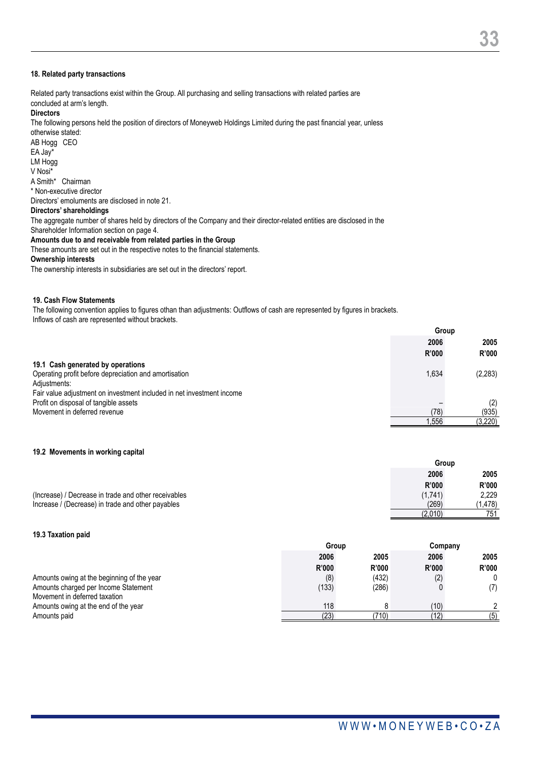## 18. Related party transactions

Related party transactions exist within the Group. All purchasing and selling transactions with related parties are concluded at arm's length.

**Directors**

The following persons held the position of directors of Moneyweb Holdings Limited during the past financial year, unless otherwise stated:

AB Hogg CEO
EA Jay*
LM Hogg
V Nosi*
A Smith* Chairman
* Non-executive director

Directors' emoluments are disclosed in note 21.

**Directors' shareholdings**

The aggregate number of shares held by directors of the Company and their director-related entities are disclosed in the Shareholder Information section on page 4.

**Amounts due to and receivable from related parties in the Group**

These amounts are set out in the respective notes to the financial statements.

**Ownership interests**

The ownership interests in subsidiaries are set out in the directors' report.

## 19. Cash Flow Statements

The following convention applies to figures othan than adjustments: Outflows of cash are represented by figures in brackets. Inflows of cash are represented without brackets.

| | Group | |
|---|---|---|
| | **2006** | **2005** |
| | **R'000** | **R'000** |
| **19.1 Cash generated by operations** | | |
| Operating profit before depreciation and amortisation | 1,634 | (2,283) |
| Adjustments: | | |
| Fair value adjustment on investment included in net investment income | | |
| Profit on disposal of tangible assets | – | (2) |
| Movement in deferred revenue | (78) | (935) |
| | 1,556 | (3,220) |

**19.2 Movements in working capital**

| | Group | |
|---|---|---|
| | **2006** | **2005** |
| | **R'000** | **R'000** |
| (Increase) / Decrease in trade and other receivables | (1,741) | 2,229 |
| Increase / (Decrease) in trade and other payables | (269) | (1,478) |
| | (2,010) | 751 |

**19.3 Taxation paid**

| | Group | | Company | |
|---|---|---|---|---|
| | **2006** | **2005** | **2006** | **2005** |
| | **R'000** | **R'000** | **R'000** | **R'000** |
| Amounts owing at the beginning of the year | (8) | (432) | (2) | 0 |
| Amounts charged per Income Statement | (133) | (286) | 0 | (7) |
| Movement in deferred taxation | | | | |
| Amounts owing at the end of the year | 118 | 8 | (10) | 2 |
| Amounts paid | (23) | (710) | (12) | (5) |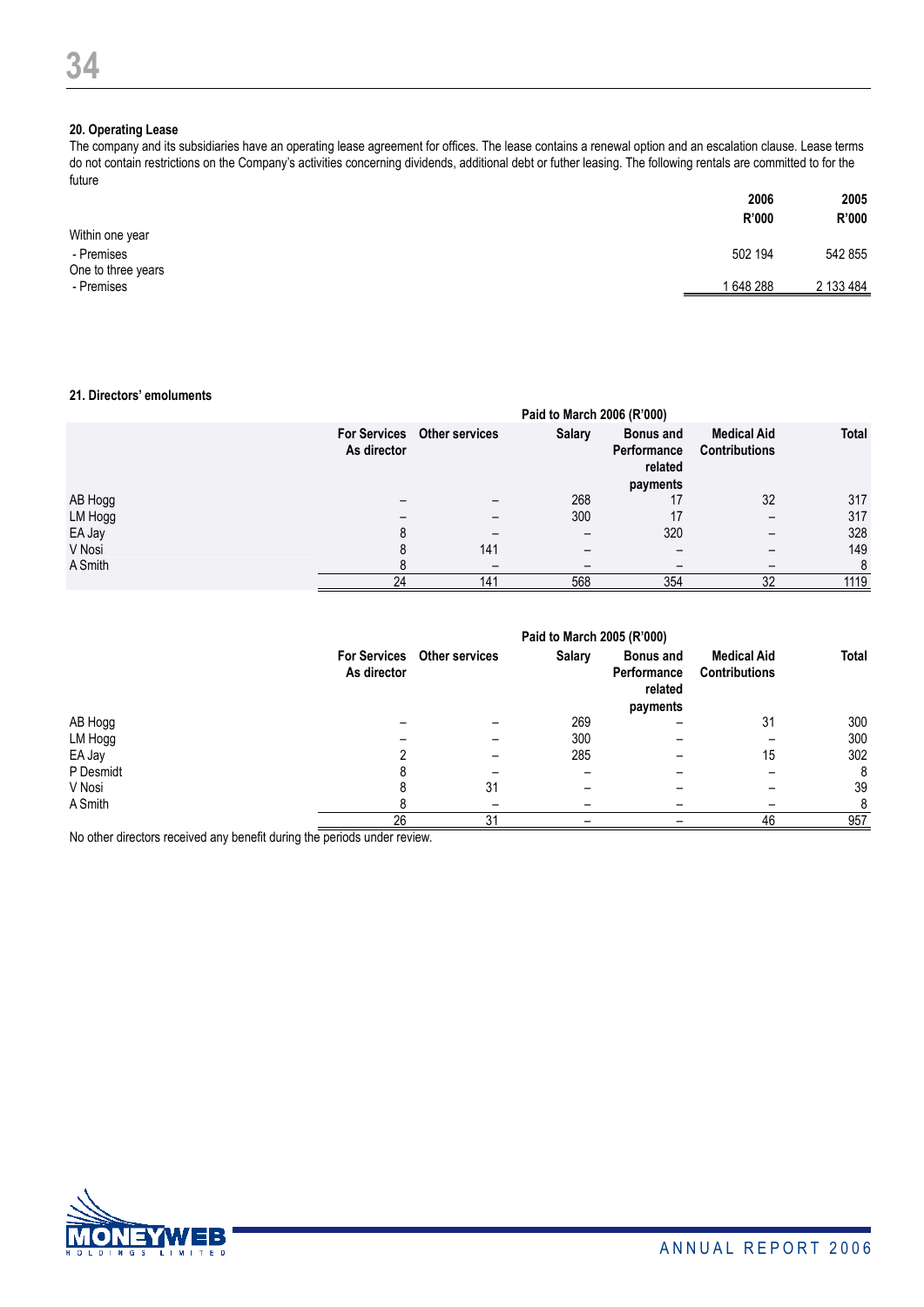### 20. Operating Lease

The company and its subsidiaries have an operating lease agreement for offices. The lease contains a renewal option and an escalation clause. Lease terms do not contain restrictions on the Company's activities concerning dividends, additional debt or futher leasing. The following rentals are committed to for the future

| | 2006 R'000 | 2005 R'000 |
|---|---|---|
| Within one year | | |
| - Premises | 502 194 | 542 855 |
| One to three years | | |
| - Premises | 1 648 288 | 2 133 484 |

### 21. Directors' emoluments

| | Paid to March 2006 (R'000) | | | | | |
|---|---|---|---|---|---|---|
| | For Services As director | Other services | Salary | Bonus and Performance related payments | Medical Aid Contributions | Total |
| AB Hogg | – | – | 268 | 17 | 32 | 317 |
| LM Hogg | – | – | 300 | 17 | – | 317 |
| EA Jay | 8 | – | – | 320 | – | 328 |
| V Nosi | 8 | 141 | – | – | – | 149 |
| A Smith | 8 | – | – | – | – | 8 |
| | 24 | 141 | 568 | 354 | 32 | 1119 |

| | Paid to March 2005 (R'000) | | | | | |
|---|---|---|---|---|---|---|
| | For Services As director | Other services | Salary | Bonus and Performance related payments | Medical Aid Contributions | Total |
| AB Hogg | – | – | 269 | – | 31 | 300 |
| LM Hogg | – | – | 300 | – | – | 300 |
| EA Jay | 2 | – | 285 | – | 15 | 302 |
| P Desmidt | 8 | – | – | – | – | 8 |
| V Nosi | 8 | 31 | – | – | – | 39 |
| A Smith | 8 | – | – | – | – | 8 |
| | 26 | 31 | – | – | 46 | 957 |

No other directors received any benefit during the periods under review.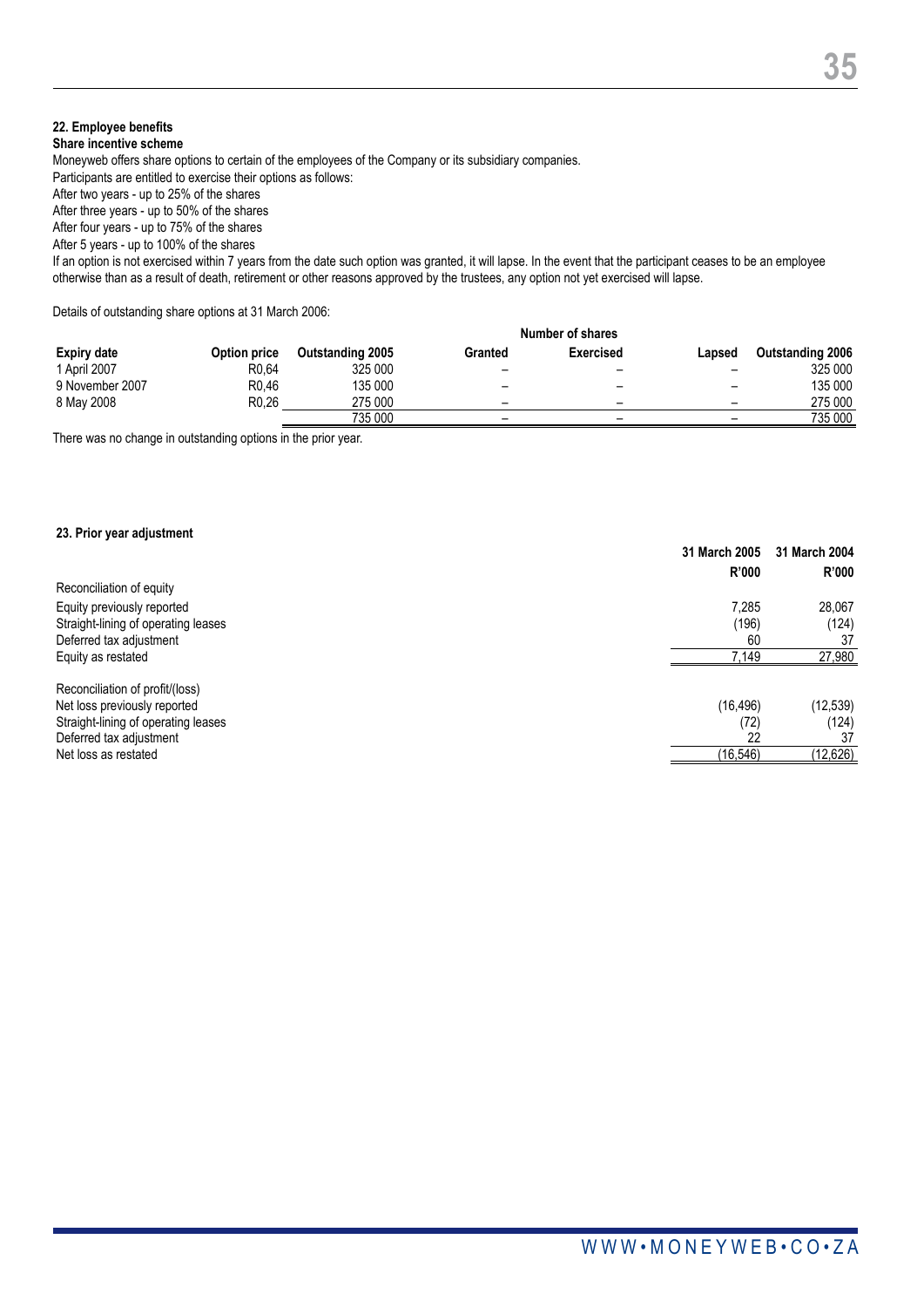## 22. Employee benefits

**Share incentive scheme**

Moneyweb offers share options to certain of the employees of the Company or its subsidiary companies.

Participants are entitled to exercise their options as follows:

After two years - up to 25% of the shares

After three years - up to 50% of the shares

After four years - up to 75% of the shares

After 5 years - up to 100% of the shares

If an option is not exercised within 7 years from the date such option was granted, it will lapse. In the event that the participant ceases to be an employee otherwise than as a result of death, retirement or other reasons approved by the trustees, any option not yet exercised will lapse.

Details of outstanding share options at 31 March 2006:

| | | Number of shares | | | | |
|---|---|---|---|---|---|---|
| **Expiry date** | **Option price** | **Outstanding 2005** | **Granted** | **Exercised** | **Lapsed** | **Outstanding 2006** |
| 1 April 2007 | R0,64 | 325 000 | – | – | – | 325 000 |
| 9 November 2007 | R0,46 | 135 000 | – | – | – | 135 000 |
| 8 May 2008 | R0,26 | 275 000 | – | – | – | 275 000 |
| | | 735 000 | – | – | – | 735 000 |

There was no change in outstanding options in the prior year.

## 23. Prior year adjustment

| | 31 March 2005 R'000 | 31 March 2004 R'000 |
|---|---|---|
| Reconciliation of equity | | |
| Equity previously reported | 7,285 | 28,067 |
| Straight-lining of operating leases | (196) | (124) |
| Deferred tax adjustment | 60 | 37 |
| Equity as restated | 7,149 | 27,980 |
| | | |
| Reconciliation of profit/(loss) | | |
| Net loss previously reported | (16,496) | (12,539) |
| Straight-lining of operating leases | (72) | (124) |
| Deferred tax adjustment | 22 | 37 |
| Net loss as restated | (16,546) | (12,626) |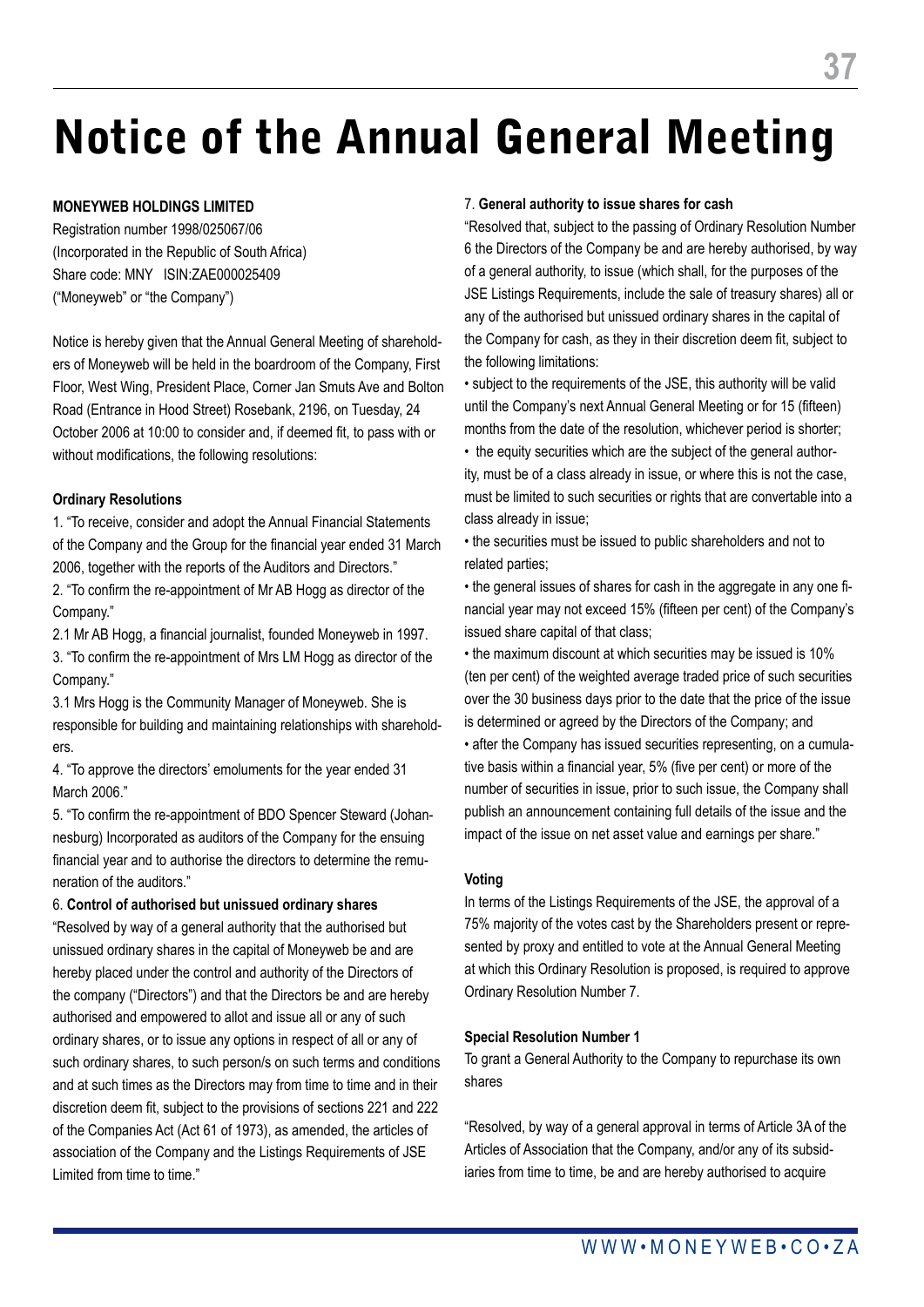# Notice of the Annual General Meeting

**MONEYWEB HOLDINGS LIMITED**
Registration number 1998/025067/06
(Incorporated in the Republic of South Africa)
Share code: MNY ISIN:ZAE000025409
("Moneyweb" or "the Company")

Notice is hereby given that the Annual General Meeting of shareholders of Moneyweb will be held in the boardroom of the Company, First Floor, West Wing, President Place, Corner Jan Smuts Ave and Bolton Road (Entrance in Hood Street) Rosebank, 2196, on Tuesday, 24 October 2006 at 10:00 to consider and, if deemed fit, to pass with or without modifications, the following resolutions:

**Ordinary Resolutions**

1. "To receive, consider and adopt the Annual Financial Statements of the Company and the Group for the financial year ended 31 March 2006, together with the reports of the Auditors and Directors."

2. "To confirm the re-appointment of Mr AB Hogg as director of the Company."

2.1 Mr AB Hogg, a financial journalist, founded Moneyweb in 1997.

3. "To confirm the re-appointment of Mrs LM Hogg as director of the Company."

3.1 Mrs Hogg is the Community Manager of Moneyweb. She is responsible for building and maintaining relationships with shareholders.

4. "To approve the directors' emoluments for the year ended 31 March 2006."

5. "To confirm the re-appointment of BDO Spencer Steward (Johannesburg) Incorporated as auditors of the Company for the ensuing financial year and to authorise the directors to determine the remuneration of the auditors."

6. **Control of authorised but unissued ordinary shares**

"Resolved by way of a general authority that the authorised but unissued ordinary shares in the capital of Moneyweb be and are hereby placed under the control and authority of the Directors of the company ("Directors") and that the Directors be and are hereby authorised and empowered to allot and issue all or any of such ordinary shares, or to issue any options in respect of all or any of such ordinary shares, to such person/s on such terms and conditions and at such times as the Directors may from time to time and in their discretion deem fit, subject to the provisions of sections 221 and 222 of the Companies Act (Act 61 of 1973), as amended, the articles of association of the Company and the Listings Requirements of JSE Limited from time to time."

7. **General authority to issue shares for cash**

"Resolved that, subject to the passing of Ordinary Resolution Number 6 the Directors of the Company be and are hereby authorised, by way of a general authority, to issue (which shall, for the purposes of the JSE Listings Requirements, include the sale of treasury shares) all or any of the authorised but unissued ordinary shares in the capital of the Company for cash, as they in their discretion deem fit, subject to the following limitations:

- subject to the requirements of the JSE, this authority will be valid until the Company's next Annual General Meeting or for 15 (fifteen) months from the date of the resolution, whichever period is shorter;
- the equity securities which are the subject of the general authority, must be of a class already in issue, or where this is not the case, must be limited to such securities or rights that are convertable into a class already in issue;
- the securities must be issued to public shareholders and not to related parties;
- the general issues of shares for cash in the aggregate in any one financial year may not exceed 15% (fifteen per cent) of the Company's issued share capital of that class;
- the maximum discount at which securities may be issued is 10% (ten per cent) of the weighted average traded price of such securities over the 30 business days prior to the date that the price of the issue is determined or agreed by the Directors of the Company; and
- after the Company has issued securities representing, on a cumulative basis within a financial year, 5% (five per cent) or more of the number of securities in issue, prior to such issue, the Company shall publish an announcement containing full details of the issue and the impact of the issue on net asset value and earnings per share."

**Voting**

In terms of the Listings Requirements of the JSE, the approval of a 75% majority of the votes cast by the Shareholders present or represented by proxy and entitled to vote at the Annual General Meeting at which this Ordinary Resolution is proposed, is required to approve Ordinary Resolution Number 7.

**Special Resolution Number 1**

To grant a General Authority to the Company to repurchase its own shares

"Resolved, by way of a general approval in terms of Article 3A of the Articles of Association that the Company, and/or any of its subsidiaries from time to time, be and are hereby authorised to acquire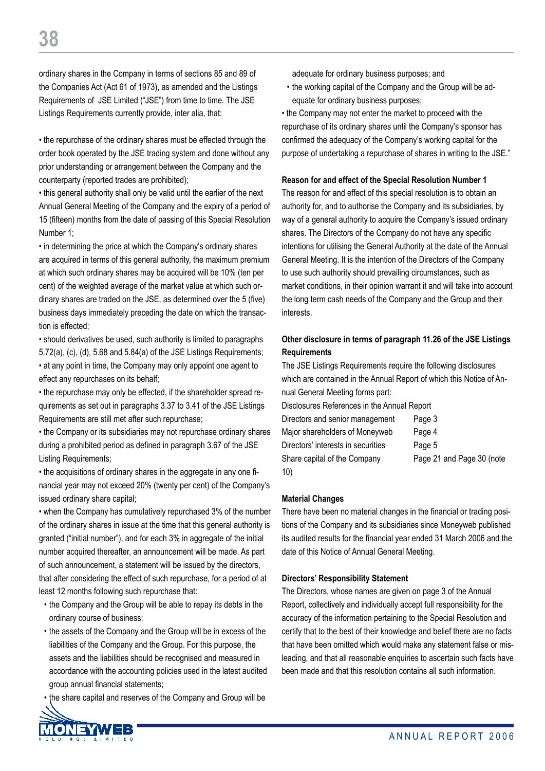ordinary shares in the Company in terms of sections 85 and 89 of the Companies Act (Act 61 of 1973), as amended and the Listings Requirements of JSE Limited ("JSE") from time to time. The JSE Listings Requirements currently provide, inter alia, that:

- the repurchase of the ordinary shares must be effected through the order book operated by the JSE trading system and done without any prior understanding or arrangement between the Company and the counterparty (reported trades are prohibited);
- this general authority shall only be valid until the earlier of the next Annual General Meeting of the Company and the expiry of a period of 15 (fifteen) months from the date of passing of this Special Resolution Number 1;
- in determining the price at which the Company's ordinary shares are acquired in terms of this general authority, the maximum premium at which such ordinary shares may be acquired will be 10% (ten per cent) of the weighted average of the market value at which such ordinary shares are traded on the JSE, as determined over the 5 (five) business days immediately preceding the date on which the transaction is effected;
- should derivatives be used, such authority is limited to paragraphs 5.72(a), (c), (d), 5.68 and 5.84(a) of the JSE Listings Requirements;
- at any point in time, the Company may only appoint one agent to effect any repurchases on its behalf;
- the repurchase may only be effected, if the shareholder spread requirements as set out in paragraphs 3.37 to 3.41 of the JSE Listings Requirements are still met after such repurchase;
- the Company or its subsidiaries may not repurchase ordinary shares during a prohibited period as defined in paragraph 3.67 of the JSE Listing Requirements;
- the acquisitions of ordinary shares in the aggregate in any one financial year may not exceed 20% (twenty per cent) of the Company's issued ordinary share capital;
- when the Company has cumulatively repurchased 3% of the number of the ordinary shares in issue at the time that this general authority is granted ("initial number"), and for each 3% in aggregate of the initial number acquired thereafter, an announcement will be made. As part of such announcement, a statement will be issued by the directors, that after considering the effect of such repurchase, for a period of at least 12 months following such repurchase that:
  - the Company and the Group will be able to repay its debts in the ordinary course of business;
  - the assets of the Company and the Group will be in excess of the liabilities of the Company and the Group. For this purpose, the assets and the liabilities should be recognised and measured in accordance with the accounting policies used in the latest audited group annual financial statements;
  - the share capital and reserves of the Company and Group will be adequate for ordinary business purposes; and
  - the working capital of the Company and the Group will be adequate for ordinary business purposes;
- the Company may not enter the market to proceed with the repurchase of its ordinary shares until the Company's sponsor has confirmed the adequacy of the Company's working capital for the purpose of undertaking a repurchase of shares in writing to the JSE."

**Reason for and effect of the Special Resolution Number 1**

The reason for and effect of this special resolution is to obtain an authority for, and to authorise the Company and its subsidiaries, by way of a general authority to acquire the Company's issued ordinary shares. The Directors of the Company do not have any specific intentions for utilising the General Authority at the date of the Annual General Meeting. It is the intention of the Directors of the Company to use such authority should prevailing circumstances, such as market conditions, in their opinion warrant it and will take into account the long term cash needs of the Company and the Group and their interests.

**Other disclosure in terms of paragraph 11.26 of the JSE Listings Requirements**

The JSE Listings Requirements require the following disclosures which are contained in the Annual Report of which this Notice of Annual General Meeting forms part:

| Disclosures | References in the Annual Report |
|---|---|
| Directors and senior management | Page 3 |
| Major shareholders of Moneyweb | Page 4 |
| Directors' interests in securities | Page 5 |
| Share capital of the Company | Page 21 and Page 30 (note 10) |

**Material Changes**

There have been no material changes in the financial or trading positions of the Company and its subsidiaries since Moneyweb published its audited results for the financial year ended 31 March 2006 and the date of this Notice of Annual General Meeting.

**Directors' Responsibility Statement**

The Directors, whose names are given on page 3 of the Annual Report, collectively and individually accept full responsibility for the accuracy of the information pertaining to the Special Resolution and certify that to the best of their knowledge and belief there are no facts that have been omitted which would make any statement false or misleading, and that all reasonable enquiries to ascertain such facts have been made and that this resolution contains all such information.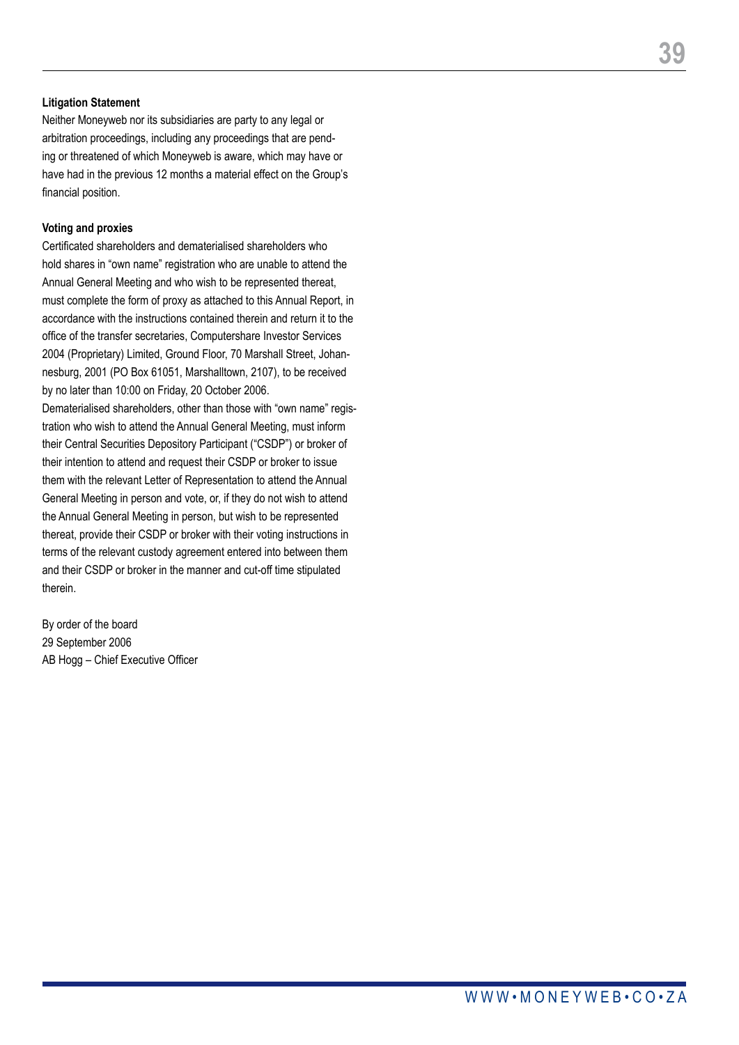**Litigation Statement**

Neither Moneyweb nor its subsidiaries are party to any legal or arbitration proceedings, including any proceedings that are pending or threatened of which Moneyweb is aware, which may have or have had in the previous 12 months a material effect on the Group's financial position.

**Voting and proxies**

Certificated shareholders and dematerialised shareholders who hold shares in "own name" registration who are unable to attend the Annual General Meeting and who wish to be represented thereat, must complete the form of proxy as attached to this Annual Report, in accordance with the instructions contained therein and return it to the office of the transfer secretaries, Computershare Investor Services 2004 (Proprietary) Limited, Ground Floor, 70 Marshall Street, Johannesburg, 2001 (PO Box 61051, Marshalltown, 2107), to be received by no later than 10:00 on Friday, 20 October 2006.

Dematerialised shareholders, other than those with "own name" registration who wish to attend the Annual General Meeting, must inform their Central Securities Depository Participant ("CSDP") or broker of their intention to attend and request their CSDP or broker to issue them with the relevant Letter of Representation to attend the Annual General Meeting in person and vote, or, if they do not wish to attend the Annual General Meeting in person, but wish to be represented thereat, provide their CSDP or broker with their voting instructions in terms of the relevant custody agreement entered into between them and their CSDP or broker in the manner and cut-off time stipulated therein.

By order of the board
29 September 2006
AB Hogg – Chief Executive Officer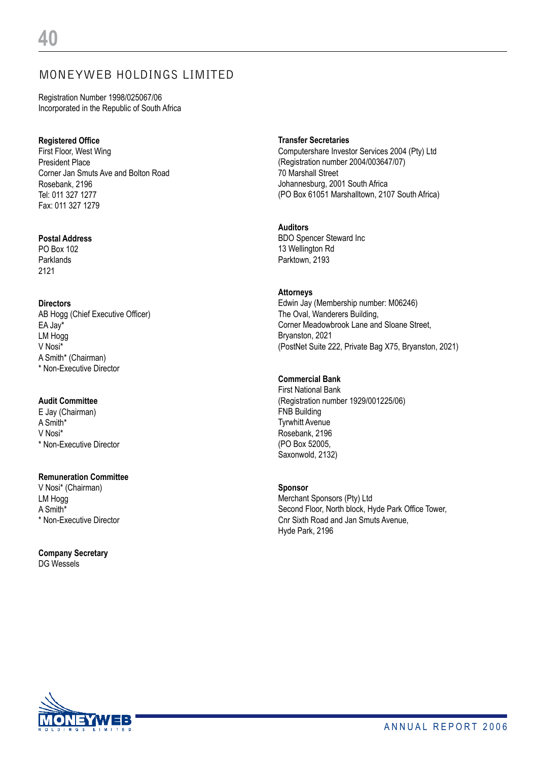# MONEYWEB HOLDINGS LIMITED

Registration Number 1998/025067/06
Incorporated in the Republic of South Africa

**Registered Office**
First Floor, West Wing
President Place
Corner Jan Smuts Ave and Bolton Road
Rosebank, 2196
Tel: 011 327 1277
Fax: 011 327 1279

**Postal Address**
PO Box 102
Parklands
2121

**Directors**
AB Hogg (Chief Executive Officer)
EA Jay*
LM Hogg
V Nosi*
A Smith* (Chairman)
* Non-Executive Director

**Audit Committee**
E Jay (Chairman)
A Smith*
V Nosi*
* Non-Executive Director

**Remuneration Committee**
V Nosi* (Chairman)
LM Hogg
A Smith*
* Non-Executive Director

**Company Secretary**
DG Wessels

**Transfer Secretaries**
Computershare Investor Services 2004 (Pty) Ltd
(Registration number 2004/003647/07)
70 Marshall Street
Johannesburg, 2001 South Africa
(PO Box 61051 Marshalltown, 2107 South Africa)

**Auditors**
BDO Spencer Steward Inc
13 Wellington Rd
Parktown, 2193

**Attorneys**
Edwin Jay (Membership number: M06246)
The Oval, Wanderers Building,
Corner Meadowbrook Lane and Sloane Street,
Bryanston, 2021
(PostNet Suite 222, Private Bag X75, Bryanston, 2021)

**Commercial Bank**
First National Bank
(Registration number 1929/001225/06)
FNB Building
Tyrwhitt Avenue
Rosebank, 2196
(PO Box 52005,
Saxonwold, 2132)

**Sponsor**
Merchant Sponsors (Pty) Ltd
Second Floor, North block, Hyde Park Office Tower,
Cnr Sixth Road and Jan Smuts Avenue,
Hyde Park, 2196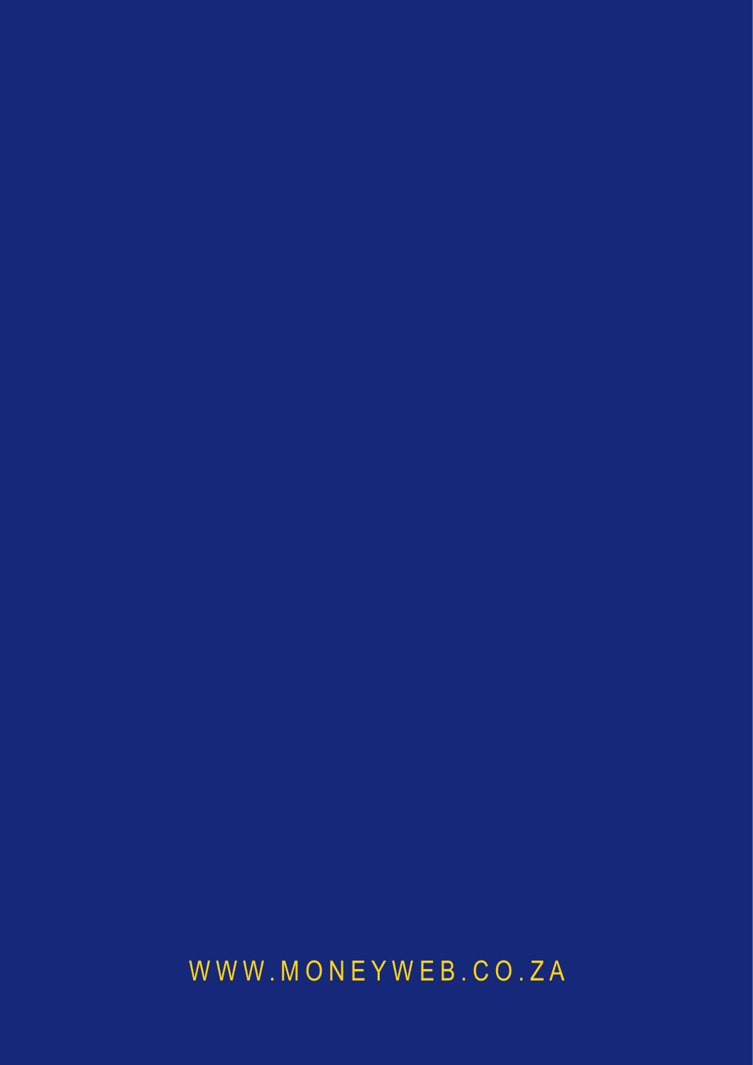WWW.MONEYWEB.CO.ZA